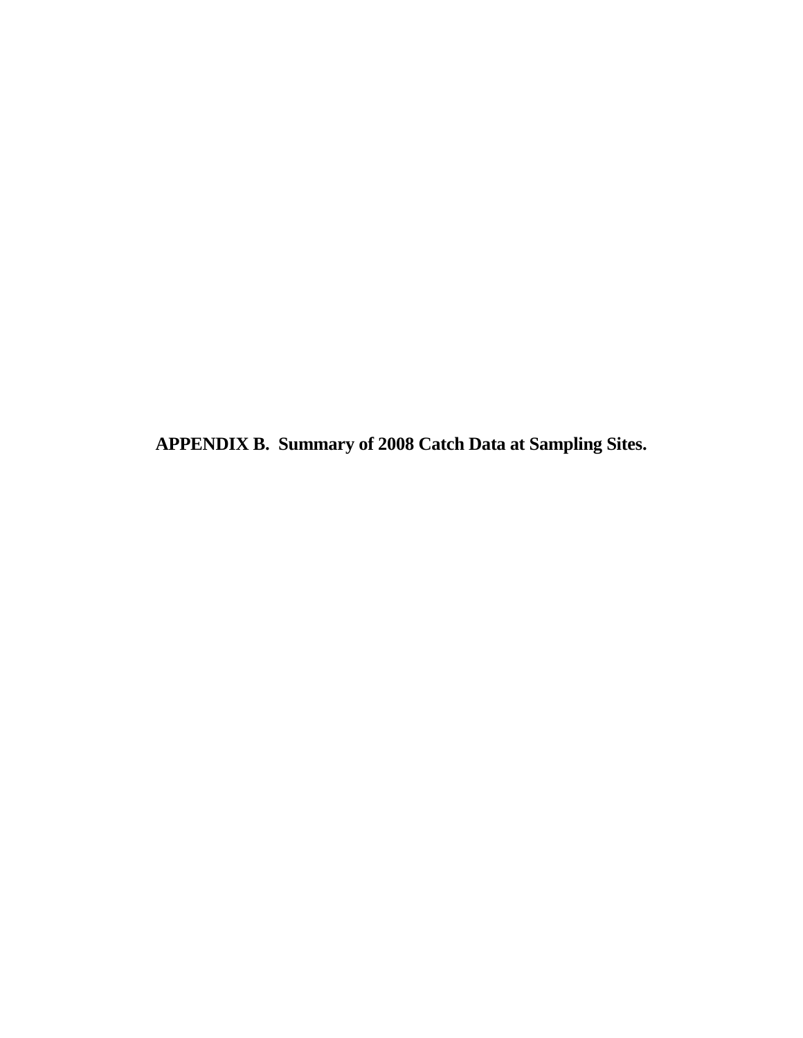# APPENDIX B. Summary of 2008 Catch Data at Sampling Sites.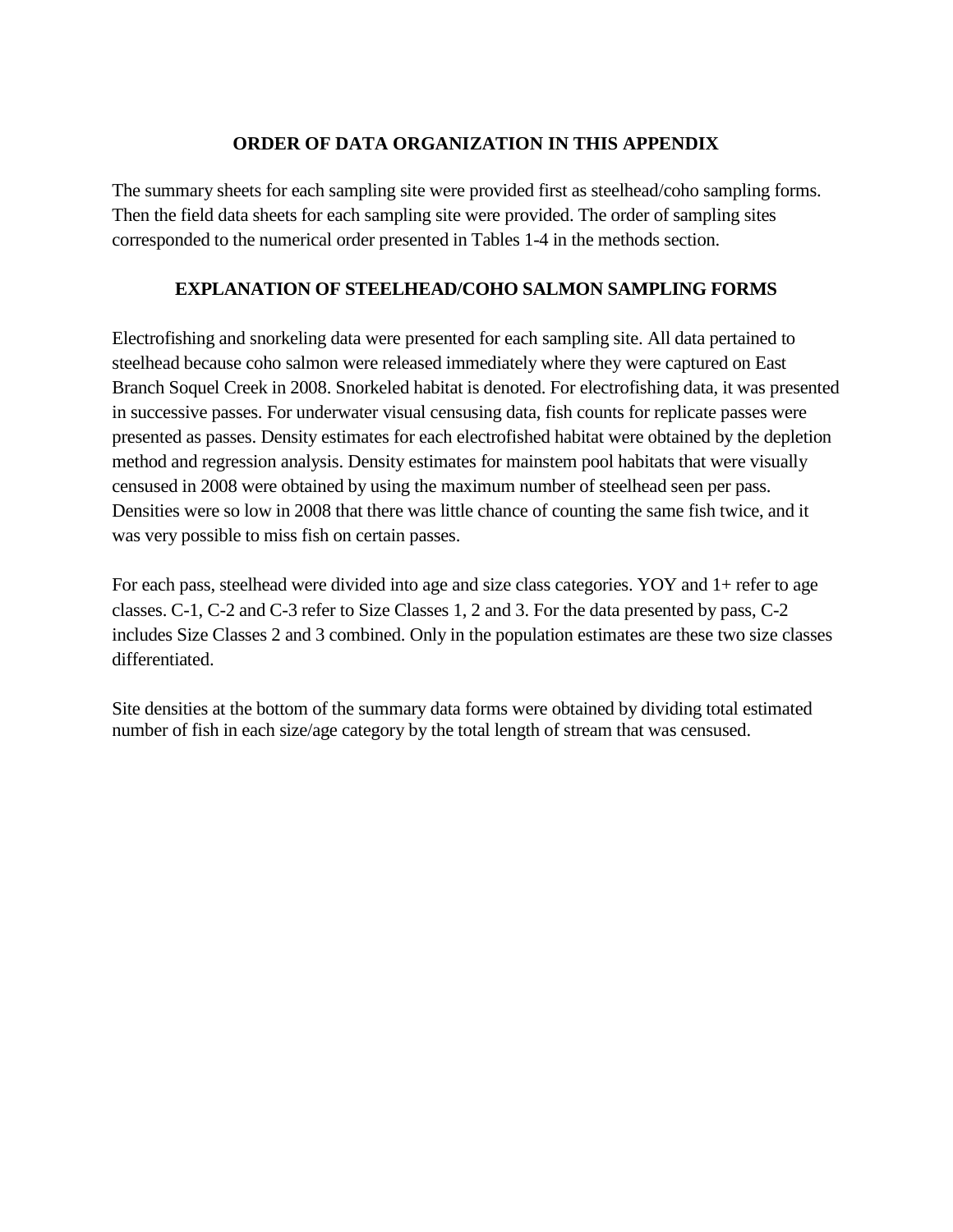## ORDER OF DATA ORGANIZATION IN THIS APPENDIX

The summary sheets for each sampling site were provided first as steelhead/coho sampling forms. Then the field data sheets for each sampling site were provided. The order of sampling sites corresponded to the numerical order presented in Tables 1-4 in the methods section.

## EXPLANATION OF STEELHEAD/COHO SALMON SAMPLING FORMS

Electrofishing and snorkeling data were presented for each sampling site. All data pertained to steelhead because coho salmon were released immediately where they were captured on East Branch Soquel Creek in 2008. Snorkeled habitat is denoted. For electrofishing data, it was presented in successive passes. For underwater visual censusing data, fish counts for replicate passes were presented as passes. Density estimates for each electrofished habitat were obtained by the depletion method and regression analysis. Density estimates for mainstem pool habitats that were visually censused in 2008 were obtained by using the maximum number of steelhead seen per pass. Densities were so low in 2008 that there was little chance of counting the same fish twice, and it was very possible to miss fish on certain passes.

For each pass, steelhead were divided into age and size class categories. YOY and 1+ refer to age classes. C-1, C-2 and C-3 refer to Size Classes 1, 2 and 3. For the data presented by pass, C-2 includes Size Classes 2 and 3 combined. Only in the population estimates are these two size classes differentiated.

Site densities at the bottom of the summary data forms were obtained by dividing total estimated number of fish in each size/age category by the total length of stream that was censused.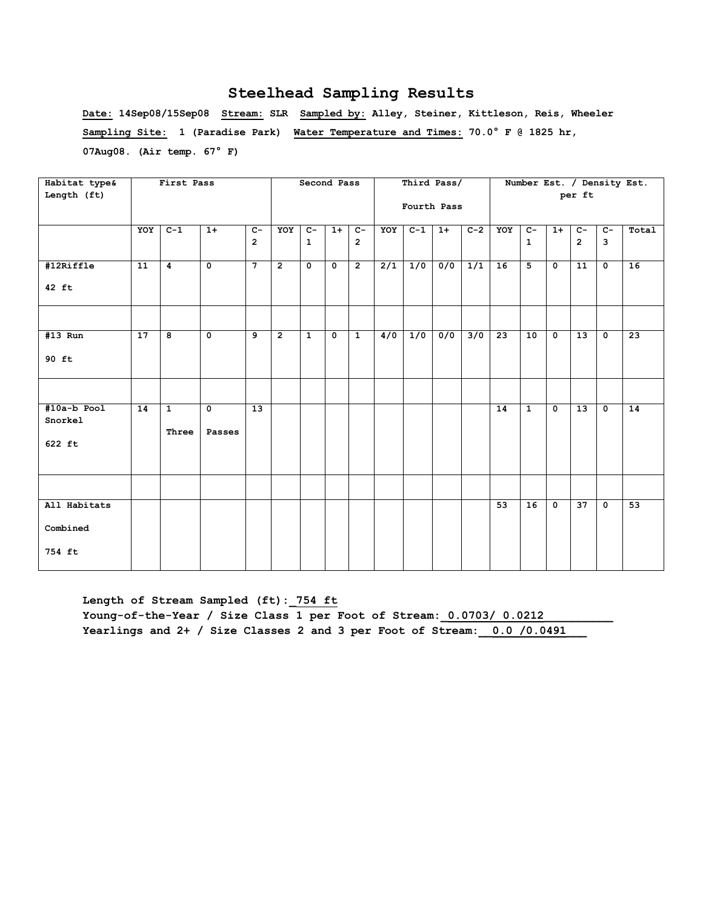## Steelhead Sampling Results

**Date:** 14Sep08/15Sep08 **Stream:** SLR **Sampled by:** Alley, Steiner, Kittleson, Reis, Wheeler

**Sampling Site:** 1 (Paradise Park) **Water Temperature and Times:** 70.0° F @ 1825 hr, 07Aug08. (Air temp. 67° F)

| Habitat type& Length (ft) | First Pass | | | | Second Pass | | | | Third Pass/ Fourth Pass | | | | Number Est. / Density Est. per ft | | | | | |
|---|---|---|---|---|---|---|---|---|---|---|---|---|---|---|---|---|---|---|
| | YOY | C-1 | 1+ | C-2 | YOY | C-1 | 1+ | C-2 | YOY | C-1 | 1+ | C-2 | YOY | C-1 | 1+ | C-2 | C-3 | Total |
| #12Riffle 42 ft | 11 | 4 | 0 | 7 | 2 | 0 | 0 | 2 | 2/1 | 1/0 | 0/0 | 1/1 | 16 | 5 | 0 | 11 | 0 | 16 |
| | | | | | | | | | | | | | | | | | | |
| #13 Run 90 ft | 17 | 8 | 0 | 9 | 2 | 1 | 0 | 1 | 4/0 | 1/0 | 0/0 | 3/0 | 23 | 10 | 0 | 13 | 0 | 23 |
| | | | | | | | | | | | | | | | | | | |
| #10a-b Pool Snorkel 622 ft | 14 | 1 Three | 0 Passes | 13 | | | | | | | | | 14 | 1 | 0 | 13 | 0 | 14 |
| | | | | | | | | | | | | | | | | | | |
| All Habitats Combined 754 ft | | | | | | | | | | | | | 53 | 16 | 0 | 37 | 0 | 53 |

Length of Stream Sampled (ft): 754 ft

Young-of-the-Year / Size Class 1 per Foot of Stream: 0.0703/ 0.0212

Yearlings and 2+ / Size Classes 2 and 3 per Foot of Stream: 0.0 /0.0491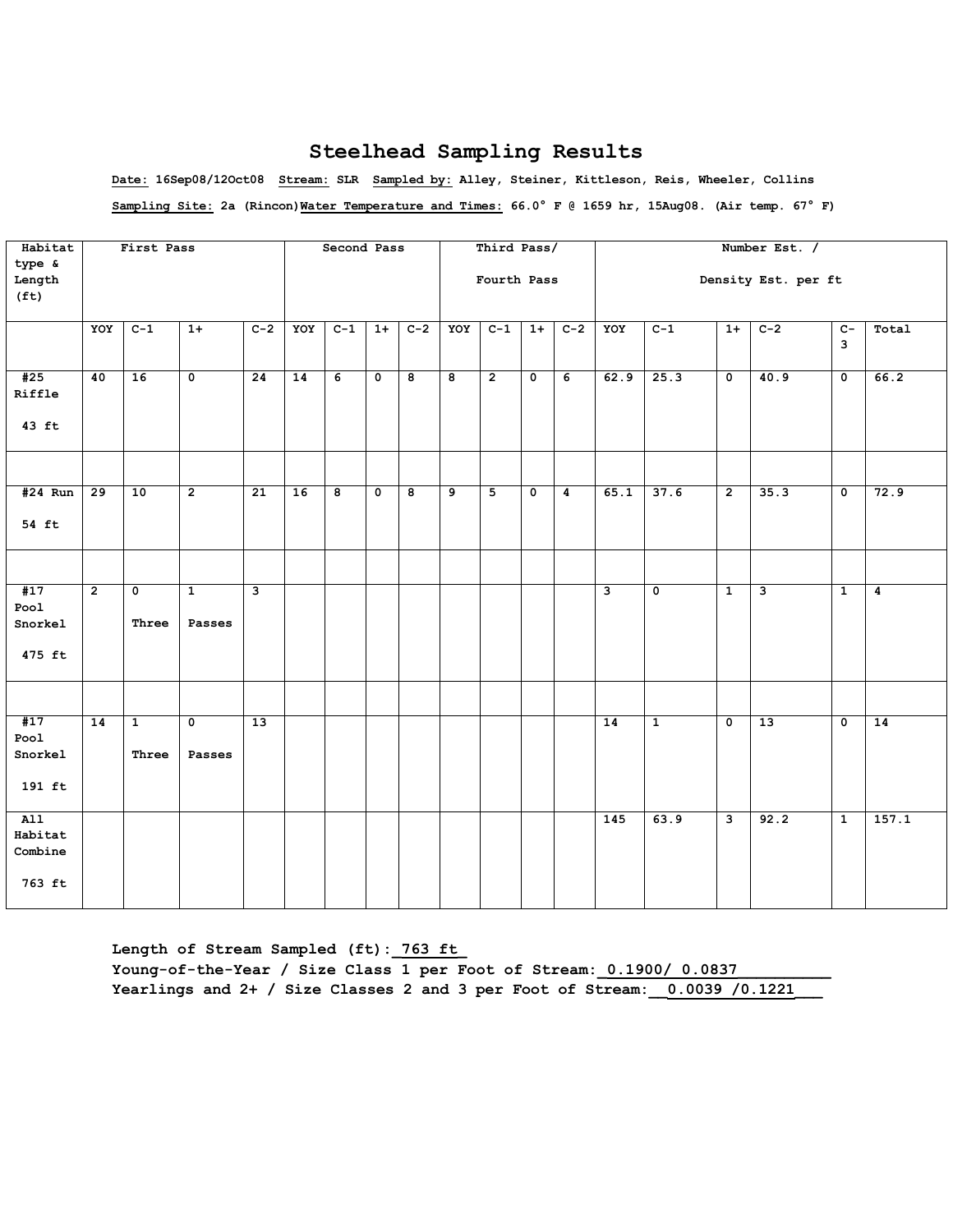# Steelhead Sampling Results

Date: 16Sep08/12Oct08 Stream: SLR Sampled by: Alley, Steiner, Kittleson, Reis, Wheeler, Collins

Sampling Site: 2a (Rincon) Water Temperature and Times: 66.0° F @ 1659 hr, 15Aug08. (Air temp. 67° F)

| Habitat type & Length (ft) | First Pass | | | | Second Pass | | | | Third Pass/ Fourth Pass | | | | Number Est. / Density Est. per ft | | | | | |
|---|---|---|---|---|---|---|---|---|---|---|---|---|---|---|---|---|---|---|
| | YOY | C-1 | 1+ | C-2 | YOY | C-1 | 1+ | C-2 | YOY | C-1 | 1+ | C-2 | YOY | C-1 | 1+ | C-2 | C-3 | Total |
| #25 Riffle 43 ft | 40 | 16 | 0 | 24 | 14 | 6 | 0 | 8 | 8 | 2 | 0 | 6 | 62.9 | 25.3 | 0 | 40.9 | 0 | 66.2 |
| | | | | | | | | | | | | | | | | | | |
| #24 Run 54 ft | 29 | 10 | 2 | 21 | 16 | 8 | 0 | 8 | 9 | 5 | 0 | 4 | 65.1 | 37.6 | 2 | 35.3 | 0 | 72.9 |
| | | | | | | | | | | | | | | | | | | |
| #17 Pool Snorkel 475 ft | 2 | 0 Three | 1 Passes | 3 | | | | | | | | | 3 | 0 | 1 | 3 | 1 | 4 |
| | | | | | | | | | | | | | | | | | | |
| #17 Pool Snorkel 191 ft | 14 | 1 Three | 0 Passes | 13 | | | | | | | | | 14 | 1 | 0 | 13 | 0 | 14 |
| All Habitat Combine 763 ft | | | | | | | | | | | | | 145 | 63.9 | 3 | 92.2 | 1 | 157.1 |

Length of Stream Sampled (ft): 763 ft

Young-of-the-Year / Size Class 1 per Foot of Stream: 0.1900/ 0.0837

Yearlings and 2+ / Size Classes 2 and 3 per Foot of Stream: 0.0039 /0.1221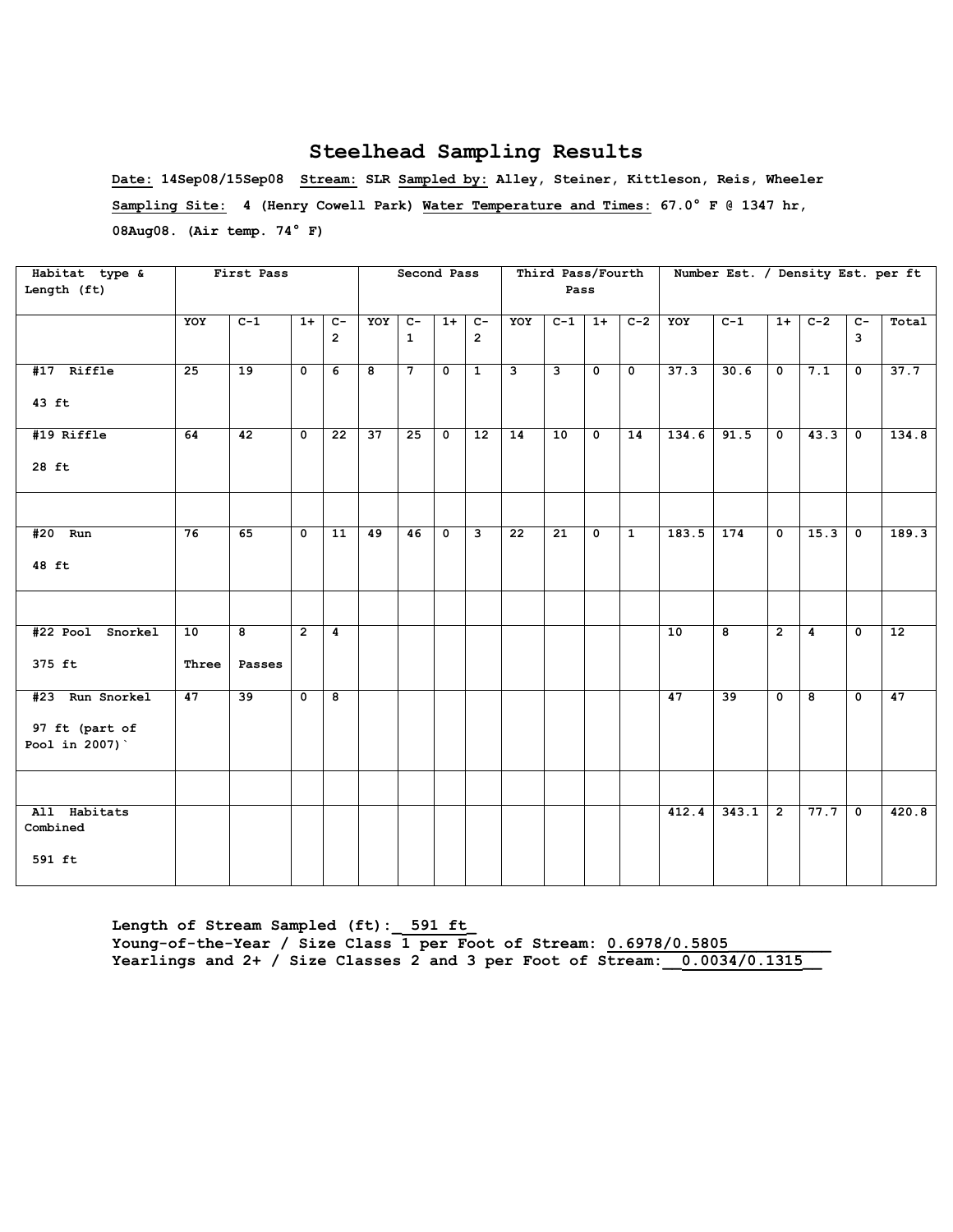# Steelhead Sampling Results

**Date:** 14Sep08/15Sep08 **Stream:** SLR **Sampled by:** Alley, Steiner, Kittleson, Reis, Wheeler

**Sampling Site:** 4 (Henry Cowell Park) **Water Temperature and Times:** 67.0° F @ 1347 hr, 08Aug08. (Air temp. 74° F)

| Habitat type & Length (ft) | First Pass | | | | Second Pass | | | | Third Pass/Fourth Pass | | | | Number Est. / Density Est. per ft | | | | | |
|---|---|---|---|---|---|---|---|---|---|---|---|---|---|---|---|---|---|---|
| | YOY | C-1 | 1+ | C-2 | YOY | C-1 | 1+ | C-2 | YOY | C-1 | 1+ | C-2 | YOY | C-1 | 1+ | C-2 | C-3 | Total |
| #17 Riffle 43 ft | 25 | 19 | 0 | 6 | 8 | 7 | 0 | 1 | 3 | 3 | 0 | 0 | 37.3 | 30.6 | 0 | 7.1 | 0 | 37.7 |
| #19 Riffle 28 ft | 64 | 42 | 0 | 22 | 37 | 25 | 0 | 12 | 14 | 10 | 0 | 14 | 134.6 | 91.5 | 0 | 43.3 | 0 | 134.8 |
| | | | | | | | | | | | | | | | | | | |
| #20 Run 48 ft | 76 | 65 | 0 | 11 | 49 | 46 | 0 | 3 | 22 | 21 | 0 | 1 | 183.5 | 174 | 0 | 15.3 | 0 | 189.3 |
| | | | | | | | | | | | | | | | | | | |
| #22 Pool Snorkel 375 ft | 10 Three | 8 Passes | 2 | 4 | | | | | | | | | 10 | 8 | 2 | 4 | 0 | 12 |
| #23 Run Snorkel 97 ft (part of Pool in 2007)` | 47 | 39 | 0 | 8 | | | | | | | | | 47 | 39 | 0 | 8 | 0 | 47 |
| | | | | | | | | | | | | | | | | | | |
| All Habitats Combined 591 ft | | | | | | | | | | | | | 412.4 | 343.1 | 2 | 77.7 | 0 | 420.8 |

Length of Stream Sampled (ft): 591 ft

Young-of-the-Year / Size Class 1 per Foot of Stream: 0.6978/0.5805

Yearlings and 2+ / Size Classes 2 and 3 per Foot of Stream: 0.0034/0.1315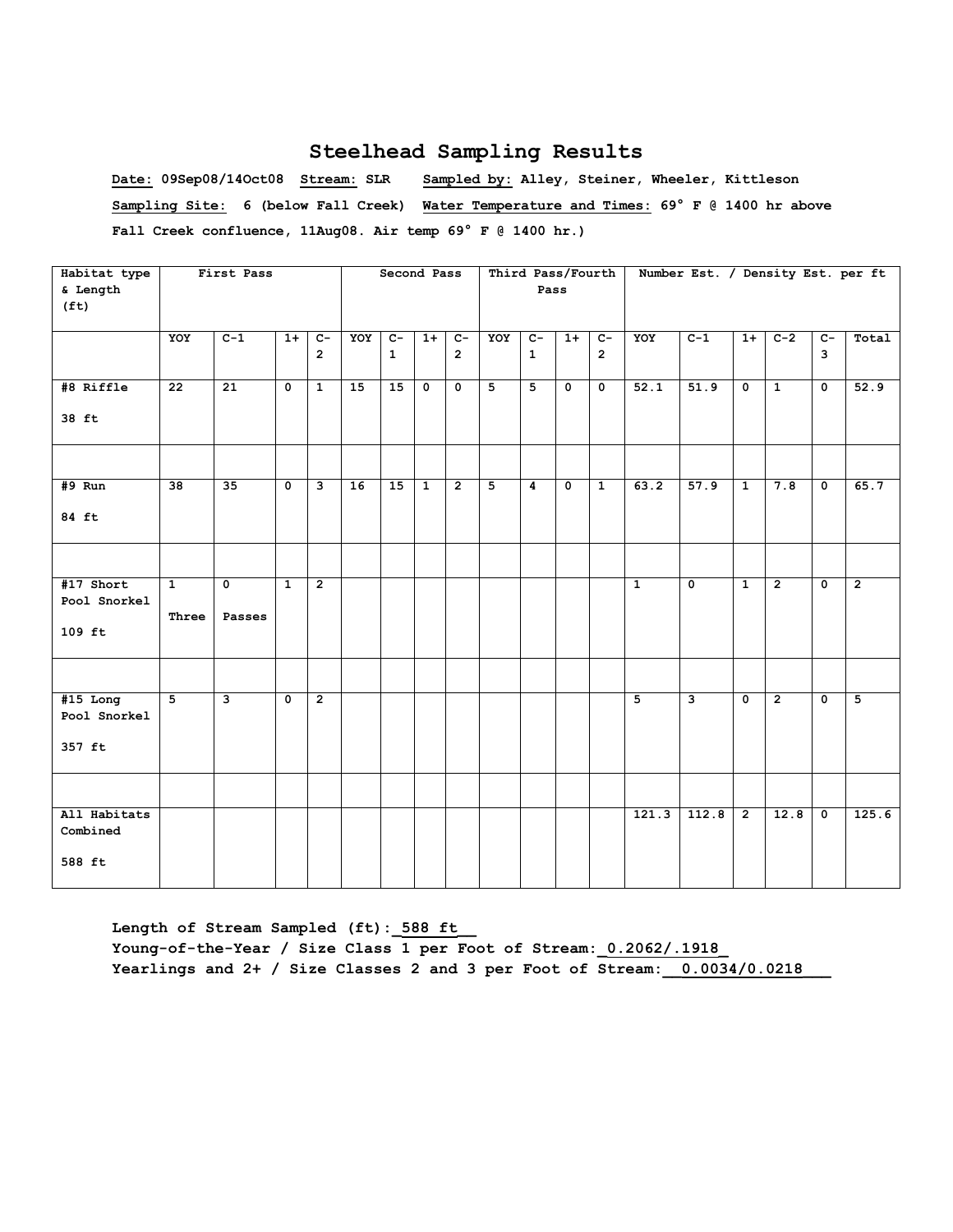# Steelhead Sampling Results

**Date:** 09Sep08/14Oct08 **Stream:** SLR **Sampled by:** Alley, Steiner, Wheeler, Kittleson

**Sampling Site:** 6 (below Fall Creek) **Water Temperature and Times:** 69° F @ 1400 hr above Fall Creek confluence, 11Aug08. Air temp 69° F @ 1400 hr.)

| Habitat type & Length (ft) | First Pass | | | | Second Pass | | | | Third Pass/Fourth Pass | | | | Number Est. / Density Est. per ft | | | | | |
|---|---|---|---|---|---|---|---|---|---|---|---|---|---|---|---|---|---|---|
| | YOY | C-1 | 1+ | C-2 | YOY | C-1 | 1+ | C-2 | YOY | C-1 | 1+ | C-2 | YOY | C-1 | 1+ | C-2 | C-3 | Total |
| #8 Riffle 38 ft | 22 | 21 | 0 | 1 | 15 | 15 | 0 | 0 | 5 | 5 | 0 | 0 | 52.1 | 51.9 | 0 | 1 | 0 | 52.9 |
| | | | | | | | | | | | | | | | | | | |
| #9 Run 84 ft | 38 | 35 | 0 | 3 | 16 | 15 | 1 | 2 | 5 | 4 | 0 | 1 | 63.2 | 57.9 | 1 | 7.8 | 0 | 65.7 |
| | | | | | | | | | | | | | | | | | | |
| #17 Short Pool Snorkel 109 ft | 1 Three | 0 Passes | 1 | 2 | | | | | | | | | 1 | 0 | 1 | 2 | 0 | 2 |
| | | | | | | | | | | | | | | | | | | |
| #15 Long Pool Snorkel 357 ft | 5 | 3 | 0 | 2 | | | | | | | | | 5 | 3 | 0 | 2 | 0 | 5 |
| | | | | | | | | | | | | | | | | | | |
| All Habitats Combined 588 ft | | | | | | | | | | | | | 121.3 | 112.8 | 2 | 12.8 | 0 | 125.6 |

**Length of Stream Sampled (ft):** 588 ft
**Young-of-the-Year / Size Class 1 per Foot of Stream:** 0.2062/.1918
**Yearlings and 2+ / Size Classes 2 and 3 per Foot of Stream:** 0.0034/0.0218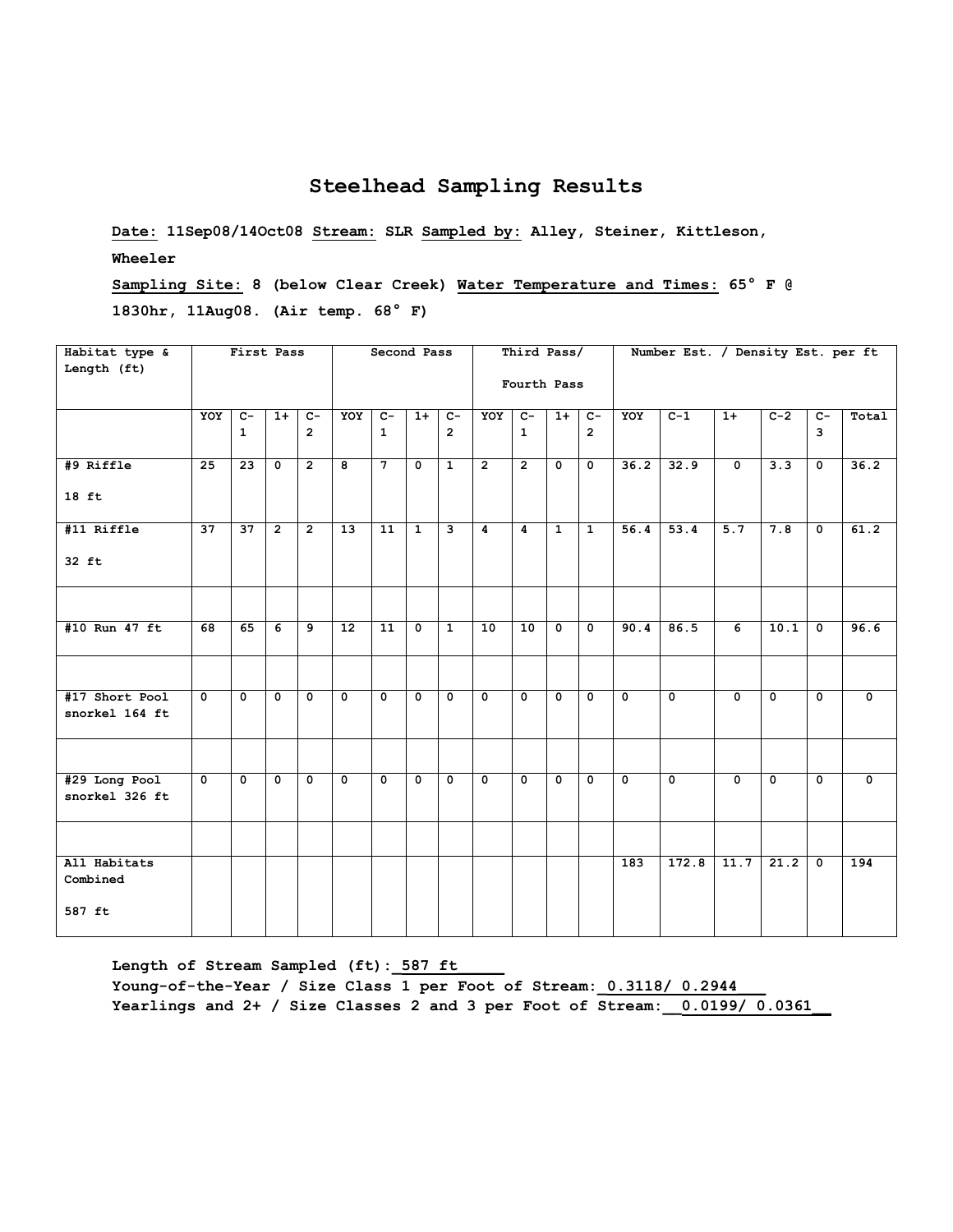## Steelhead Sampling Results

**Date:** 11Sep08/14Oct08 **Stream:** SLR **Sampled by:** Alley, Steiner, Kittleson, Wheeler

**Sampling Site:** 8 (below Clear Creek) **Water Temperature and Times:** 65° F @ 1830hr, 11Aug08. (Air temp. 68° F)

| Habitat type & Length (ft) | First Pass | | | | Second Pass | | | | Third Pass/ Fourth Pass | | | | Number Est. / Density Est. per ft | | | | | |
|---|---|---|---|---|---|---|---|---|---|---|---|---|---|---|---|---|---|---|
| | YOY | C-1 | 1+ | C-2 | YOY | C-1 | 1+ | C-2 | YOY | C-1 | 1+ | C-2 | YOY | C-1 | 1+ | C-2 | C-3 | Total |
| #9 Riffle 18 ft | 25 | 23 | 0 | 2 | 8 | 7 | 0 | 1 | 2 | 2 | 0 | 0 | 36.2 | 32.9 | 0 | 3.3 | 0 | 36.2 |
| #11 Riffle 32 ft | 37 | 37 | 2 | 2 | 13 | 11 | 1 | 3 | 4 | 4 | 1 | 1 | 56.4 | 53.4 | 5.7 | 7.8 | 0 | 61.2 |
| | | | | | | | | | | | | | | | | | | |
| #10 Run 47 ft | 68 | 65 | 6 | 9 | 12 | 11 | 0 | 1 | 10 | 10 | 0 | 0 | 90.4 | 86.5 | 6 | 10.1 | 0 | 96.6 |
| | | | | | | | | | | | | | | | | | | |
| #17 Short Pool snorkel 164 ft | 0 | 0 | 0 | 0 | 0 | 0 | 0 | 0 | 0 | 0 | 0 | 0 | 0 | 0 | 0 | 0 | 0 | 0 |
| | | | | | | | | | | | | | | | | | | |
| #29 Long Pool snorkel 326 ft | 0 | 0 | 0 | 0 | 0 | 0 | 0 | 0 | 0 | 0 | 0 | 0 | 0 | 0 | 0 | 0 | 0 | 0 |
| | | | | | | | | | | | | | | | | | | |
| All Habitats Combined 587 ft | | | | | | | | | | | | | 183 | 172.8 | 11.7 | 21.2 | 0 | 194 |

**Length of Stream Sampled (ft): 587 ft**
**Young-of-the-Year / Size Class 1 per Foot of Stream: 0.3118/ 0.2944**
**Yearlings and 2+ / Size Classes 2 and 3 per Foot of Stream: 0.0199/ 0.0361**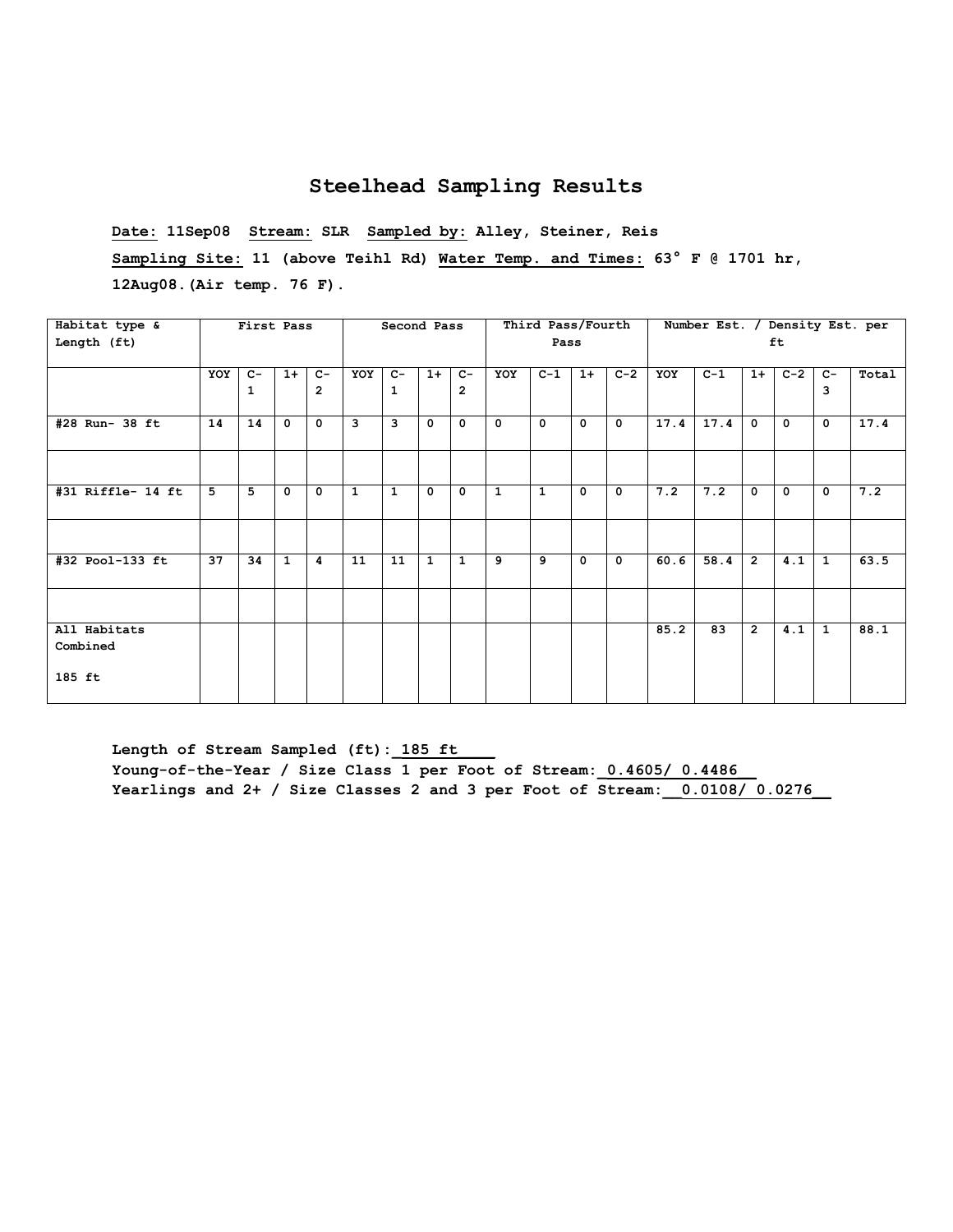## Steelhead Sampling Results

**Date: 11Sep08 Stream: SLR Sampled by: Alley, Steiner, Reis**

**Sampling Site: 11 (above Teihl Rd) Water Temp. and Times: 63° F @ 1701 hr, 12Aug08.(Air temp. 76 F).**

| Habitat type & Length (ft) | First Pass | | | | Second Pass | | | | Third Pass/Fourth Pass | | | | Number Est. / Density Est. per ft | | | | | |
|---|---|---|---|---|---|---|---|---|---|---|---|---|---|---|---|---|---|---|
| | YOY | C-1 | 1+ | C-2 | YOY | C-1 | 1+ | C-2 | YOY | C-1 | 1+ | C-2 | YOY | C-1 | 1+ | C-2 | C-3 | Total |
| #28 Run- 38 ft | 14 | 14 | 0 | 0 | 3 | 3 | 0 | 0 | 0 | 0 | 0 | 0 | 17.4 | 17.4 | 0 | 0 | 0 | 17.4 |
| | | | | | | | | | | | | | | | | | | |
| #31 Riffle- 14 ft | 5 | 5 | 0 | 0 | 1 | 1 | 0 | 0 | 1 | 1 | 0 | 0 | 7.2 | 7.2 | 0 | 0 | 0 | 7.2 |
| | | | | | | | | | | | | | | | | | | |
| #32 Pool-133 ft | 37 | 34 | 1 | 4 | 11 | 11 | 1 | 1 | 9 | 9 | 0 | 0 | 60.6 | 58.4 | 2 | 4.1 | 1 | 63.5 |
| | | | | | | | | | | | | | | | | | | |
| All Habitats Combined 185 ft | | | | | | | | | | | | | 85.2 | 83 | 2 | 4.1 | 1 | 88.1 |

**Length of Stream Sampled (ft): 185 ft**
**Young-of-the-Year / Size Class 1 per Foot of Stream: 0.4605/ 0.4486**
**Yearlings and 2+ / Size Classes 2 and 3 per Foot of Stream: 0.0108/ 0.0276**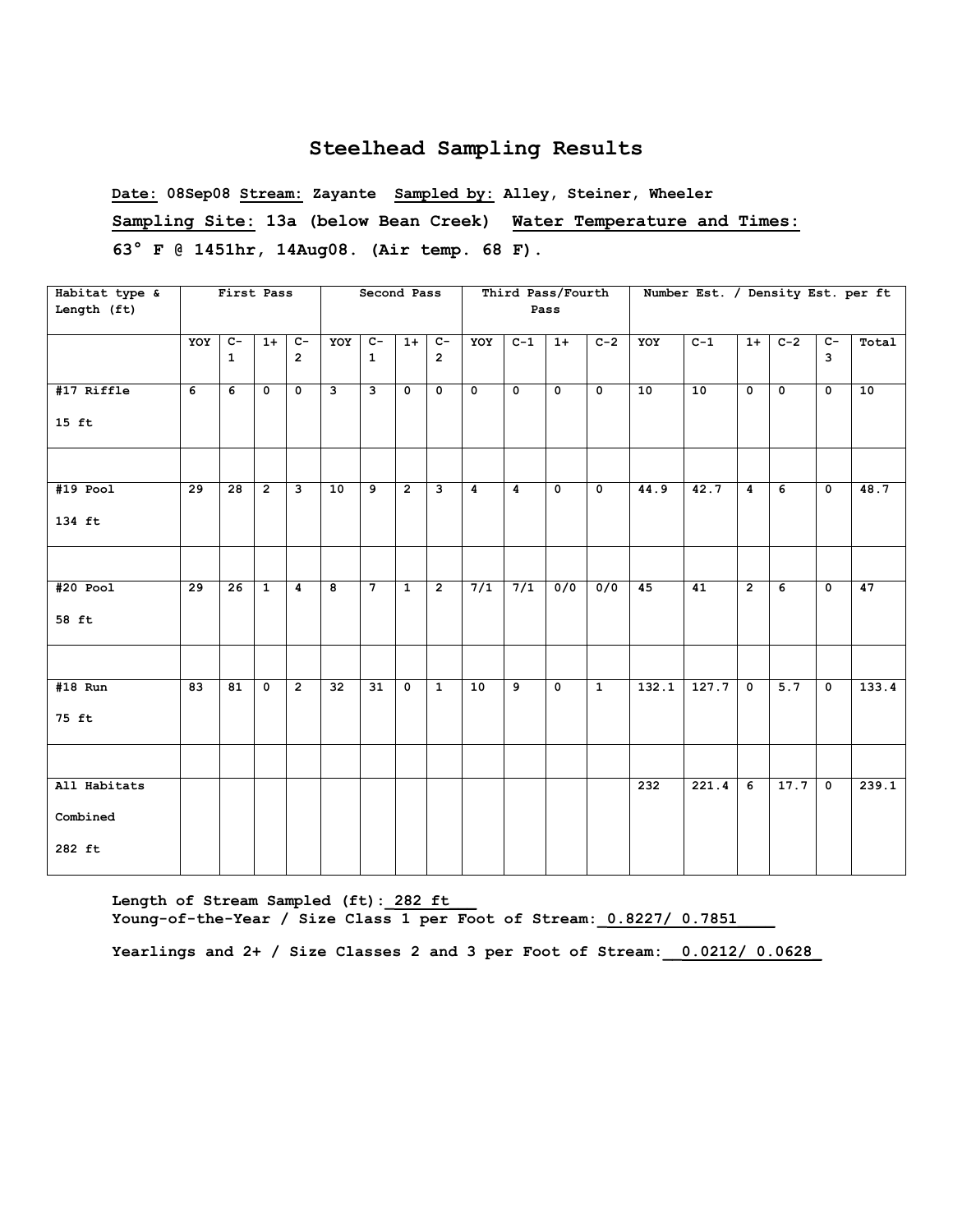# Steelhead Sampling Results

**Date:** 08Sep08 **Stream:** Zayante **Sampled by:** Alley, Steiner, Wheeler

**Sampling Site:** 13a (below Bean Creek) **Water Temperature and Times:**

63° F @ 1451hr, 14Aug08. (Air temp. 68 F).

| Habitat type & Length (ft) | First Pass | | | | Second Pass | | | | Third Pass/Fourth Pass | | | | Number Est. / Density Est. per ft | | | | | |
|---|---|---|---|---|---|---|---|---|---|---|---|---|---|---|---|---|---|---|
| | YOY | C-1 | 1+ | C-2 | YOY | C-1 | 1+ | C-2 | YOY | C-1 | 1+ | C-2 | YOY | C-1 | 1+ | C-2 | C-3 | Total |
| #17 Riffle 15 ft | 6 | 6 | 0 | 0 | 3 | 3 | 0 | 0 | 0 | 0 | 0 | 0 | 10 | 10 | 0 | 0 | 0 | 10 |
| | | | | | | | | | | | | | | | | | | |
| #19 Pool 134 ft | 29 | 28 | 2 | 3 | 10 | 9 | 2 | 3 | 4 | 4 | 0 | 0 | 44.9 | 42.7 | 4 | 6 | 0 | 48.7 |
| | | | | | | | | | | | | | | | | | | |
| #20 Pool 58 ft | 29 | 26 | 1 | 4 | 8 | 7 | 1 | 2 | 7/1 | 7/1 | 0/0 | 0/0 | 45 | 41 | 2 | 6 | 0 | 47 |
| | | | | | | | | | | | | | | | | | | |
| #18 Run 75 ft | 83 | 81 | 0 | 2 | 32 | 31 | 0 | 1 | 10 | 9 | 0 | 1 | 132.1 | 127.7 | 0 | 5.7 | 0 | 133.4 |
| | | | | | | | | | | | | | | | | | | |
| All Habitats Combined 282 ft | | | | | | | | | | | | | 232 | 221.4 | 6 | 17.7 | 0 | 239.1 |

**Length of Stream Sampled (ft):** 282 ft
**Young-of-the-Year / Size Class 1 per Foot of Stream:** 0.8227/ 0.7851

**Yearlings and 2+ / Size Classes 2 and 3 per Foot of Stream:** 0.0212/ 0.0628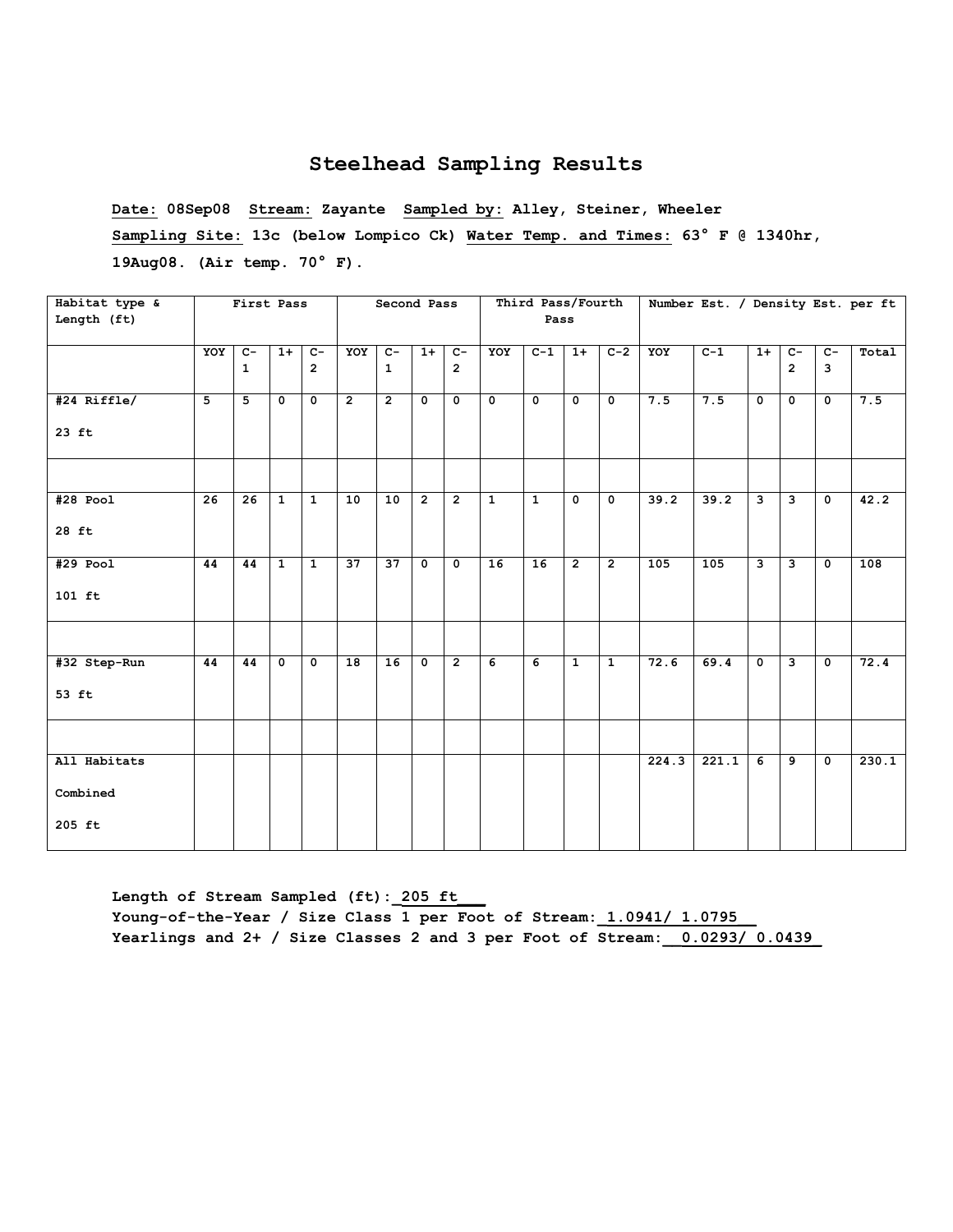# Steelhead Sampling Results

**Date: 08Sep08 Stream: Zayante Sampled by: Alley, Steiner, Wheeler**

**Sampling Site: 13c (below Lompico Ck) Water Temp. and Times: 63° F @ 1340hr, 19Aug08. (Air temp. 70° F).**

| Habitat type & Length (ft) | First Pass | | | | Second Pass | | | | Third Pass/Fourth Pass | | | | Number Est. / Density Est. per ft | | | | | |
|---|---|---|---|---|---|---|---|---|---|---|---|---|---|---|---|---|---|---|
| | YOY | C-1 | 1+ | C-2 | YOY | C-1 | 1+ | C-2 | YOY | C-1 | 1+ | C-2 | YOY | C-1 | 1+ | C-2 | C-3 | Total |
| #24 Riffle/ 23 ft | 5 | 5 | 0 | 0 | 2 | 2 | 0 | 0 | 0 | 0 | 0 | 0 | 7.5 | 7.5 | 0 | 0 | 0 | 7.5 |
| | | | | | | | | | | | | | | | | | | |
| #28 Pool 28 ft | 26 | 26 | 1 | 1 | 10 | 10 | 2 | 2 | 1 | 1 | 0 | 0 | 39.2 | 39.2 | 3 | 3 | 0 | 42.2 |
| #29 Pool 101 ft | 44 | 44 | 1 | 1 | 37 | 37 | 0 | 0 | 16 | 16 | 2 | 2 | 105 | 105 | 3 | 3 | 0 | 108 |
| | | | | | | | | | | | | | | | | | | |
| #32 Step-Run 53 ft | 44 | 44 | 0 | 0 | 18 | 16 | 0 | 2 | 6 | 6 | 1 | 1 | 72.6 | 69.4 | 0 | 3 | 0 | 72.4 |
| | | | | | | | | | | | | | | | | | | |
| All Habitats Combined 205 ft | | | | | | | | | | | | | 224.3 | 221.1 | 6 | 9 | 0 | 230.1 |

**Length of Stream Sampled (ft): 205 ft**
**Young-of-the-Year / Size Class 1 per Foot of Stream: 1.0941/ 1.0795**
**Yearlings and 2+ / Size Classes 2 and 3 per Foot of Stream: 0.0293/ 0.0439**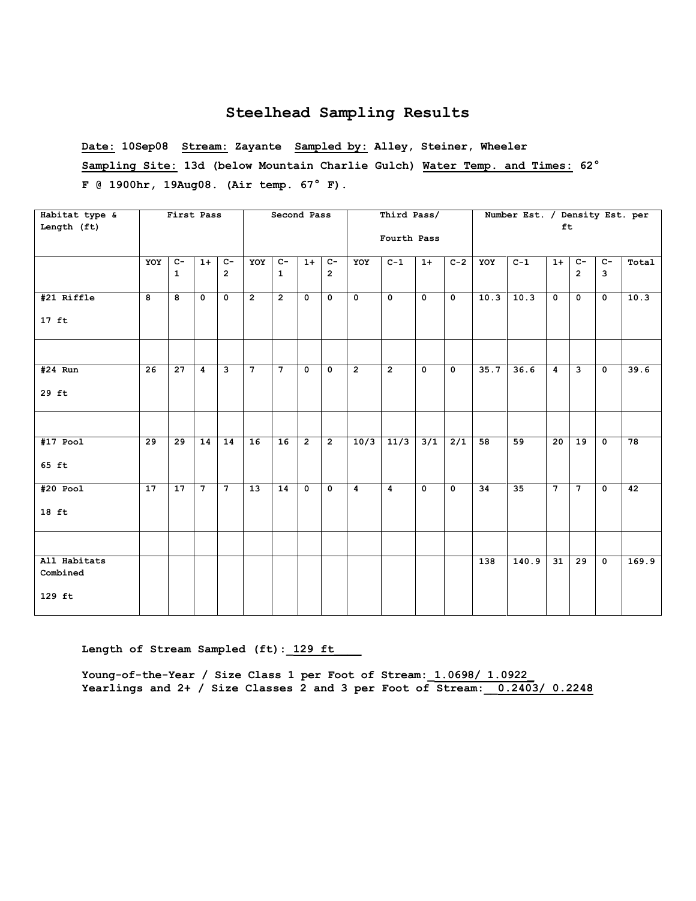# Steelhead Sampling Results

**Date:** 10Sep08 **Stream:** Zayante **Sampled by:** Alley, Steiner, Wheeler

**Sampling Site:** 13d (below Mountain Charlie Gulch) **Water Temp. and Times:** 62° F @ 1900hr, 19Aug08. (Air temp. 67° F).

| Habitat type & Length (ft) | First Pass | | | | Second Pass | | | | Third Pass/ Fourth Pass | | | | Number Est. / Density Est. per ft | | | | | |
|---|---|---|---|---|---|---|---|---|---|---|---|---|---|---|---|---|---|---|
| | YOY | C-1 | 1+ | C-2 | YOY | C-1 | 1+ | C-2 | YOY | C-1 | 1+ | C-2 | YOY | C-1 | 1+ | C-2 | C-3 | Total |
| #21 Riffle 17 ft | 8 | 8 | 0 | 0 | 2 | 2 | 0 | 0 | 0 | 0 | 0 | 0 | 10.3 | 10.3 | 0 | 0 | 0 | 10.3 |
| | | | | | | | | | | | | | | | | | | |
| #24 Run 29 ft | 26 | 27 | 4 | 3 | 7 | 7 | 0 | 0 | 2 | 2 | 0 | 0 | 35.7 | 36.6 | 4 | 3 | 0 | 39.6 |
| | | | | | | | | | | | | | | | | | | |
| #17 Pool 65 ft | 29 | 29 | 14 | 14 | 16 | 16 | 2 | 2 | 10/3 | 11/3 | 3/1 | 2/1 | 58 | 59 | 20 | 19 | 0 | 78 |
| #20 Pool 18 ft | 17 | 17 | 7 | 7 | 13 | 14 | 0 | 0 | 4 | 4 | 0 | 0 | 34 | 35 | 7 | 7 | 0 | 42 |
| | | | | | | | | | | | | | | | | | | |
| All Habitats Combined 129 ft | | | | | | | | | | | | | 138 | 140.9 | 31 | 29 | 0 | 169.9 |

**Length of Stream Sampled (ft): 129 ft**

**Young-of-the-Year / Size Class 1 per Foot of Stream: 1.0698/ 1.0922**
**Yearlings and 2+ / Size Classes 2 and 3 per Foot of Stream: 0.2403/ 0.2248**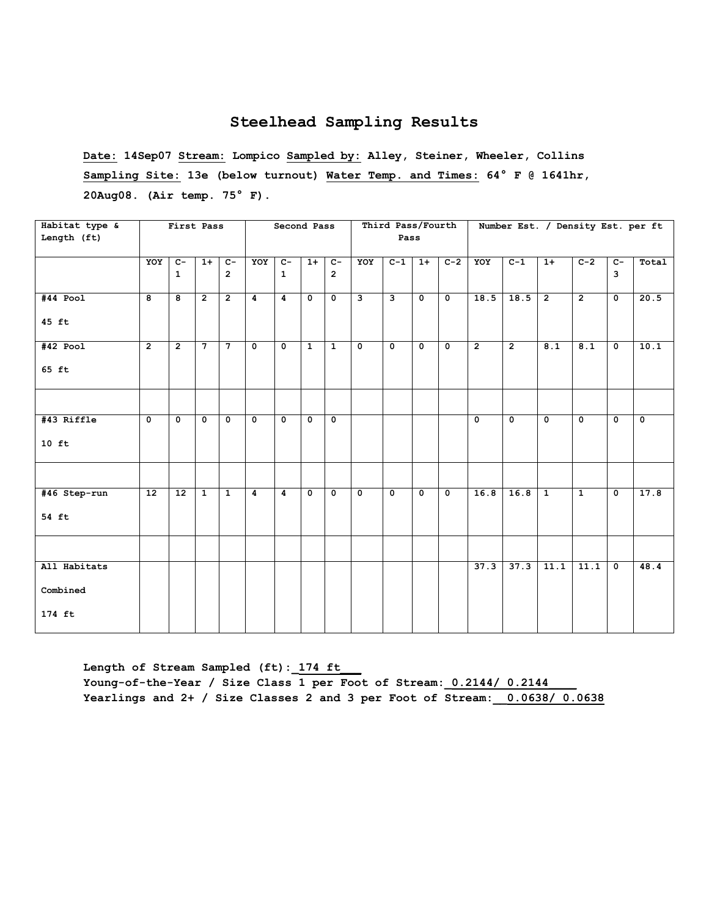# Steelhead Sampling Results

**Date:** 14Sep07 **Stream:** Lompico **Sampled by:** Alley, Steiner, Wheeler, Collins
**Sampling Site:** 13e (below turnout) **Water Temp. and Times:** 64° F @ 1641hr, 20Aug08. (Air temp. 75° F).

| Habitat type & Length (ft) | First Pass | | | | Second Pass | | | | Third Pass/Fourth Pass | | | | Number Est. / Density Est. per ft | | | | | |
|---|---|---|---|---|---|---|---|---|---|---|---|---|---|---|---|---|---|---|
| | YOY | C-1 | 1+ | C-2 | YOY | C-1 | 1+ | C-2 | YOY | C-1 | 1+ | C-2 | YOY | C-1 | 1+ | C-2 | C-3 | Total |
| #44 Pool 45 ft | 8 | 8 | 2 | 2 | 4 | 4 | 0 | 0 | 3 | 3 | 0 | 0 | 18.5 | 18.5 | 2 | 2 | 0 | 20.5 |
| #42 Pool 65 ft | 2 | 2 | 7 | 7 | 0 | 0 | 1 | 1 | 0 | 0 | 0 | 0 | 2 | 2 | 8.1 | 8.1 | 0 | 10.1 |
| | | | | | | | | | | | | | | | | | | |
| #43 Riffle 10 ft | 0 | 0 | 0 | 0 | 0 | 0 | 0 | 0 | | | | | 0 | 0 | 0 | 0 | 0 | 0 |
| | | | | | | | | | | | | | | | | | | |
| #46 Step-run 54 ft | 12 | 12 | 1 | 1 | 4 | 4 | 0 | 0 | 0 | 0 | 0 | 0 | 16.8 | 16.8 | 1 | 1 | 0 | 17.8 |
| | | | | | | | | | | | | | | | | | | |
| All Habitats Combined 174 ft | | | | | | | | | | | | | 37.3 | 37.3 | 11.1 | 11.1 | 0 | 48.4 |

**Length of Stream Sampled (ft):** 174 ft
**Young-of-the-Year / Size Class 1 per Foot of Stream:** 0.2144/ 0.2144
**Yearlings and 2+ / Size Classes 2 and 3 per Foot of Stream:** 0.0638/ 0.0638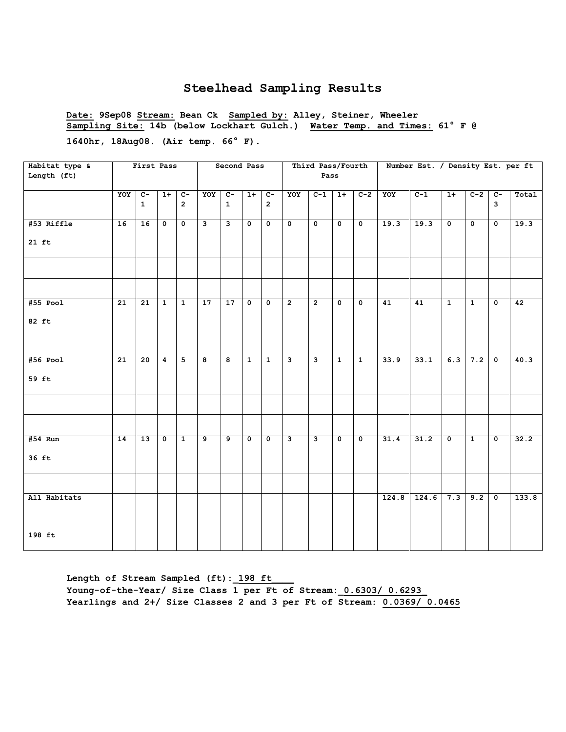# Steelhead Sampling Results

**Date:** 9Sep08 **Stream:** Bean Ck **Sampled by:** Alley, Steiner, Wheeler
**Sampling Site:** 14b (below Lockhart Gulch.) **Water Temp. and Times:** 61° F @ 1640hr, 18Aug08. (Air temp. 66° F).

| Habitat type & Length (ft) | First Pass | | | | Second Pass | | | | Third Pass/Fourth Pass | | | | Number Est. / Density Est. per ft | | | | | |
|---|---|---|---|---|---|---|---|---|---|---|---|---|---|---|---|---|---|---|
| | YOY | C-1 | 1+ | C-2 | YOY | C-1 | 1+ | C-2 | YOY | C-1 | 1+ | C-2 | YOY | C-1 | 1+ | C-2 | C-3 | Total |
| #53 Riffle 21 ft | 16 | 16 | 0 | 0 | 3 | 3 | 0 | 0 | 0 | 0 | 0 | 0 | 19.3 | 19.3 | 0 | 0 | 0 | 19.3 |
| | | | | | | | | | | | | | | | | | | |
| | | | | | | | | | | | | | | | | | | |
| #55 Pool 82 ft | 21 | 21 | 1 | 1 | 17 | 17 | 0 | 0 | 2 | 2 | 0 | 0 | 41 | 41 | 1 | 1 | 0 | 42 |
| #56 Pool 59 ft | 21 | 20 | 4 | 5 | 8 | 8 | 1 | 1 | 3 | 3 | 1 | 1 | 33.9 | 33.1 | 6.3 | 7.2 | 0 | 40.3 |
| | | | | | | | | | | | | | | | | | | |
| | | | | | | | | | | | | | | | | | | |
| #54 Run 36 ft | 14 | 13 | 0 | 1 | 9 | 9 | 0 | 0 | 3 | 3 | 0 | 0 | 31.4 | 31.2 | 0 | 1 | 0 | 32.2 |
| | | | | | | | | | | | | | | | | | | |
| All Habitats 198 ft | | | | | | | | | | | | | 124.8 | 124.6 | 7.3 | 9.2 | 0 | 133.8 |

**Length of Stream Sampled (ft):** 198 ft
**Young-of-the-Year/ Size Class 1 per Ft of Stream:** 0.6303/ 0.6293
**Yearlings and 2+/ Size Classes 2 and 3 per Ft of Stream:** 0.0369/ 0.0465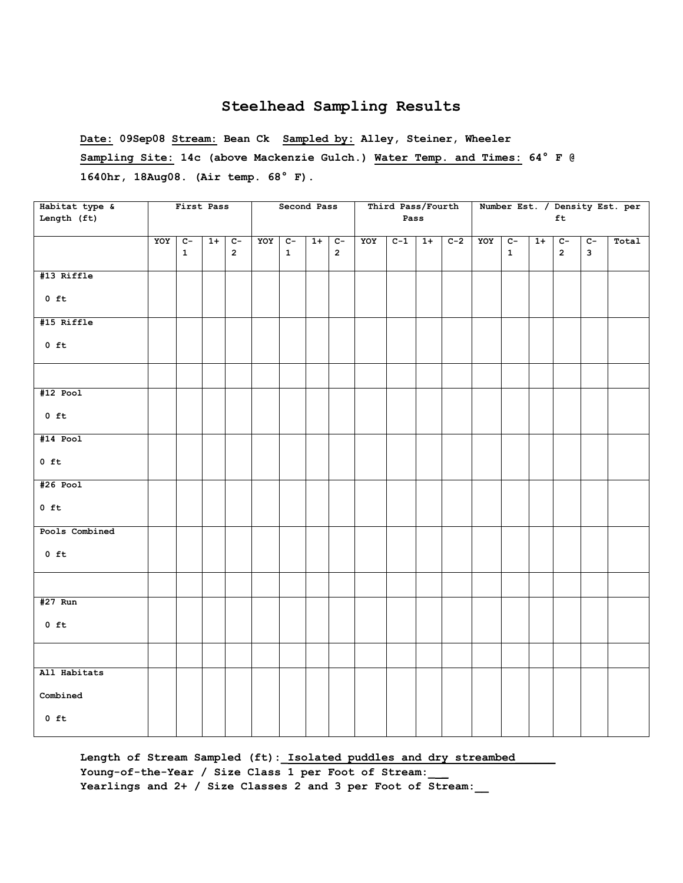# Steelhead Sampling Results

**Date:** 09Sep08 **Stream:** Bean Ck **Sampled by:** Alley, Steiner, Wheeler

**Sampling Site:** 14c (above Mackenzie Gulch.) **Water Temp. and Times:** 64° F @ 1640hr, 18Aug08. (Air temp. 68° F).

| Habitat type & Length (ft) | First Pass | | | | Second Pass | | | | Third Pass/Fourth Pass | | | | Number Est. / Density Est. per ft | | | | | |
|---|---|---|---|---|---|---|---|---|---|---|---|---|---|---|---|---|---|---|
| | YOY | C-1 | 1+ | C-2 | YOY | C-1 | 1+ | C-2 | YOY | C-1 | 1+ | C-2 | YOY | C-1 | 1+ | C-2 | C-3 | Total |
| #13 Riffle 0 ft | | | | | | | | | | | | | | | | | | |
| #15 Riffle 0 ft | | | | | | | | | | | | | | | | | | |
| | | | | | | | | | | | | | | | | | | |
| #12 Pool 0 ft | | | | | | | | | | | | | | | | | | |
| #14 Pool 0 ft | | | | | | | | | | | | | | | | | | |
| #26 Pool 0 ft | | | | | | | | | | | | | | | | | | |
| Pools Combined 0 ft | | | | | | | | | | | | | | | | | | |
| | | | | | | | | | | | | | | | | | | |
| #27 Run 0 ft | | | | | | | | | | | | | | | | | | |
| | | | | | | | | | | | | | | | | | | |
| All Habitats Combined 0 ft | | | | | | | | | | | | | | | | | | |

**Length of Stream Sampled (ft):** Isolated puddles and dry streambed

**Young-of-the-Year / Size Class 1 per Foot of Stream:** ___

**Yearlings and 2+ / Size Classes 2 and 3 per Foot of Stream:** __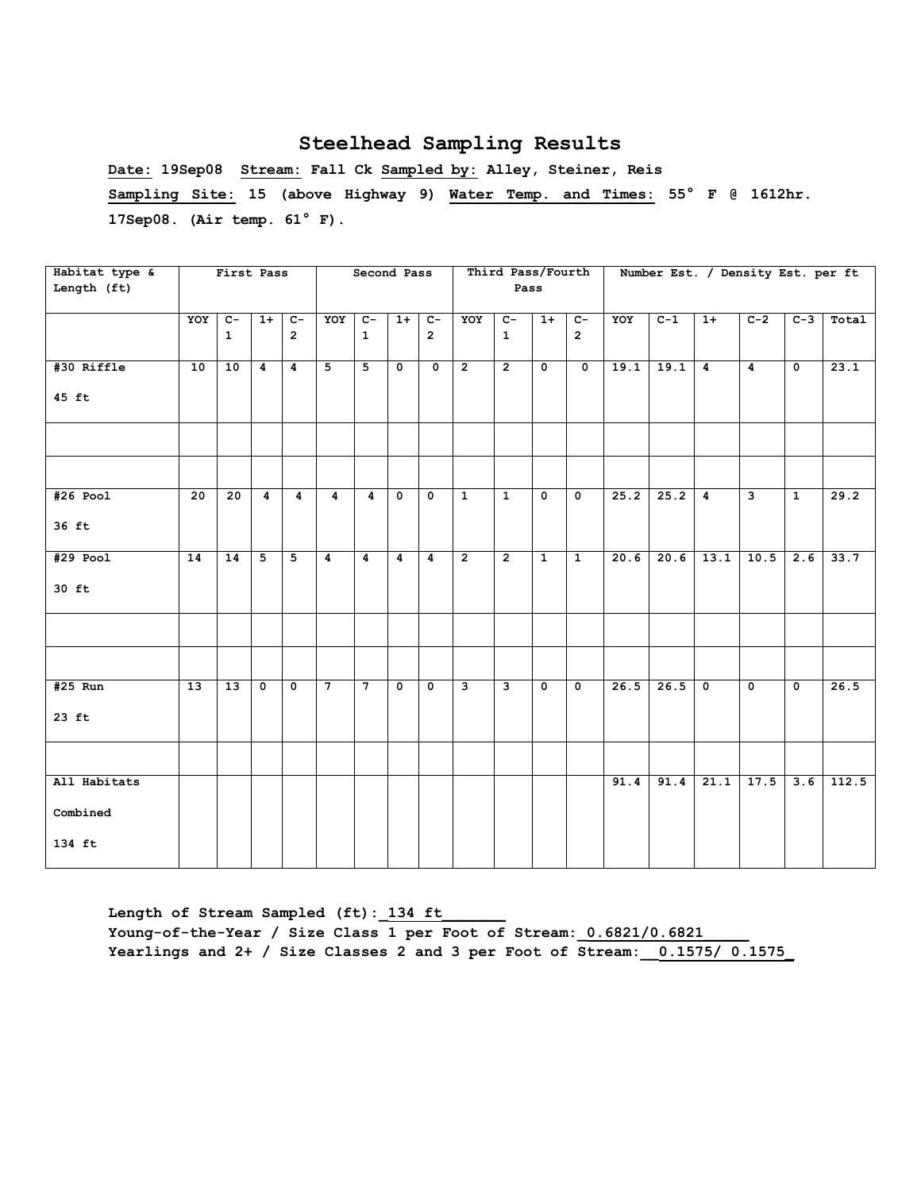## Steelhead Sampling Results

**Date:** 19Sep08 **Stream:** Fall Ck **Sampled by:** Alley, Steiner, Reis
**Sampling Site:** 15 (above Highway 9) **Water Temp. and Times:** 55° F @ 1612hr. 17Sep08. (Air temp. 61° F).

| Habitat type & Length (ft) | First Pass | | | | Second Pass | | | | Third Pass/Fourth Pass | | | | Number Est. / Density Est. per ft | | | | | |
|---|---|---|---|---|---|---|---|---|---|---|---|---|---|---|---|---|---|---|
| | YOY | C-1 | 1+ | C-2 | YOY | C-1 | 1+ | C-2 | YOY | C-1 | 1+ | C-2 | YOY | C-1 | 1+ | C-2 | C-3 | Total |
| #30 Riffle 45 ft | 10 | 10 | 4 | 4 | 5 | 5 | 0 | 0 | 2 | 2 | 0 | 0 | 19.1 | 19.1 | 4 | 4 | 0 | 23.1 |
| | | | | | | | | | | | | | | | | | | |
| | | | | | | | | | | | | | | | | | | |
| #26 Pool 36 ft | 20 | 20 | 4 | 4 | 4 | 4 | 0 | 0 | 1 | 1 | 0 | 0 | 25.2 | 25.2 | 4 | 3 | 1 | 29.2 |
| #29 Pool 30 ft | 14 | 14 | 5 | 5 | 4 | 4 | 4 | 4 | 2 | 2 | 1 | 1 | 20.6 | 20.6 | 13.1 | 10.5 | 2.6 | 33.7 |
| | | | | | | | | | | | | | | | | | | |
| | | | | | | | | | | | | | | | | | | |
| #25 Run 23 ft | 13 | 13 | 0 | 0 | 7 | 7 | 0 | 0 | 3 | 3 | 0 | 0 | 26.5 | 26.5 | 0 | 0 | 0 | 26.5 |
| | | | | | | | | | | | | | | | | | | |
| All Habitats Combined 134 ft | | | | | | | | | | | | | 91.4 | 91.4 | 21.1 | 17.5 | 3.6 | 112.5 |

**Length of Stream Sampled (ft):** 134 ft
**Young-of-the-Year / Size Class 1 per Foot of Stream:** 0.6821/0.6821
**Yearlings and 2+ / Size Classes 2 and 3 per Foot of Stream:** 0.1575/ 0.1575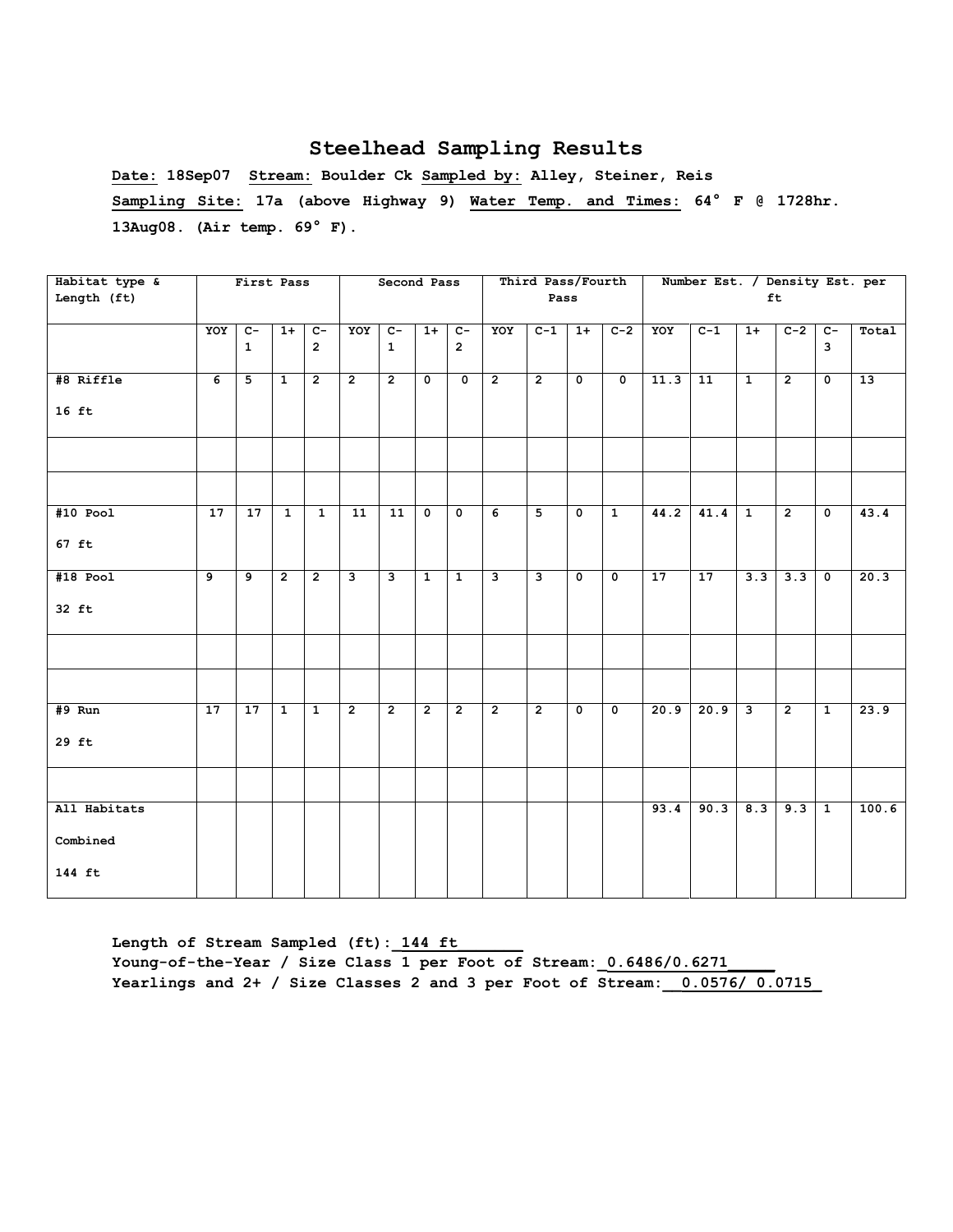## Steelhead Sampling Results

**Date:** 18Sep07 **Stream:** Boulder Ck **Sampled by:** Alley, Steiner, Reis

**Sampling Site:** 17a (above Highway 9) **Water Temp. and Times:** 64° F @ 1728hr. 13Aug08. (Air temp. 69° F).

| Habitat type & Length (ft) | First Pass | | | | Second Pass | | | | Third Pass/Fourth Pass | | | | Number Est. / Density Est. per ft | | | | | |
|---|---|---|---|---|---|---|---|---|---|---|---|---|---|---|---|---|---|---|
| | YOY | C-1 | 1+ | C-2 | YOY | C-1 | 1+ | C-2 | YOY | C-1 | 1+ | C-2 | YOY | C-1 | 1+ | C-2 | C-3 | Total |
| #8 Riffle 16 ft | 6 | 5 | 1 | 2 | 2 | 2 | 0 | 0 | 2 | 2 | 0 | 0 | 11.3 | 11 | 1 | 2 | 0 | 13 |
| | | | | | | | | | | | | | | | | | | |
| | | | | | | | | | | | | | | | | | | |
| #10 Pool 67 ft | 17 | 17 | 1 | 1 | 11 | 11 | 0 | 0 | 6 | 5 | 0 | 1 | 44.2 | 41.4 | 1 | 2 | 0 | 43.4 |
| #18 Pool 32 ft | 9 | 9 | 2 | 2 | 3 | 3 | 1 | 1 | 3 | 3 | 0 | 0 | 17 | 17 | 3.3 | 3.3 | 0 | 20.3 |
| | | | | | | | | | | | | | | | | | | |
| | | | | | | | | | | | | | | | | | | |
| #9 Run 29 ft | 17 | 17 | 1 | 1 | 2 | 2 | 2 | 2 | 2 | 2 | 0 | 0 | 20.9 | 20.9 | 3 | 2 | 1 | 23.9 |
| | | | | | | | | | | | | | | | | | | |
| All Habitats Combined 144 ft | | | | | | | | | | | | | 93.4 | 90.3 | 8.3 | 9.3 | 1 | 100.6 |

**Length of Stream Sampled (ft): 144 ft**
**Young-of-the-Year / Size Class 1 per Foot of Stream: 0.6486/0.6271**
**Yearlings and 2+ / Size Classes 2 and 3 per Foot of Stream: 0.0576/ 0.0715**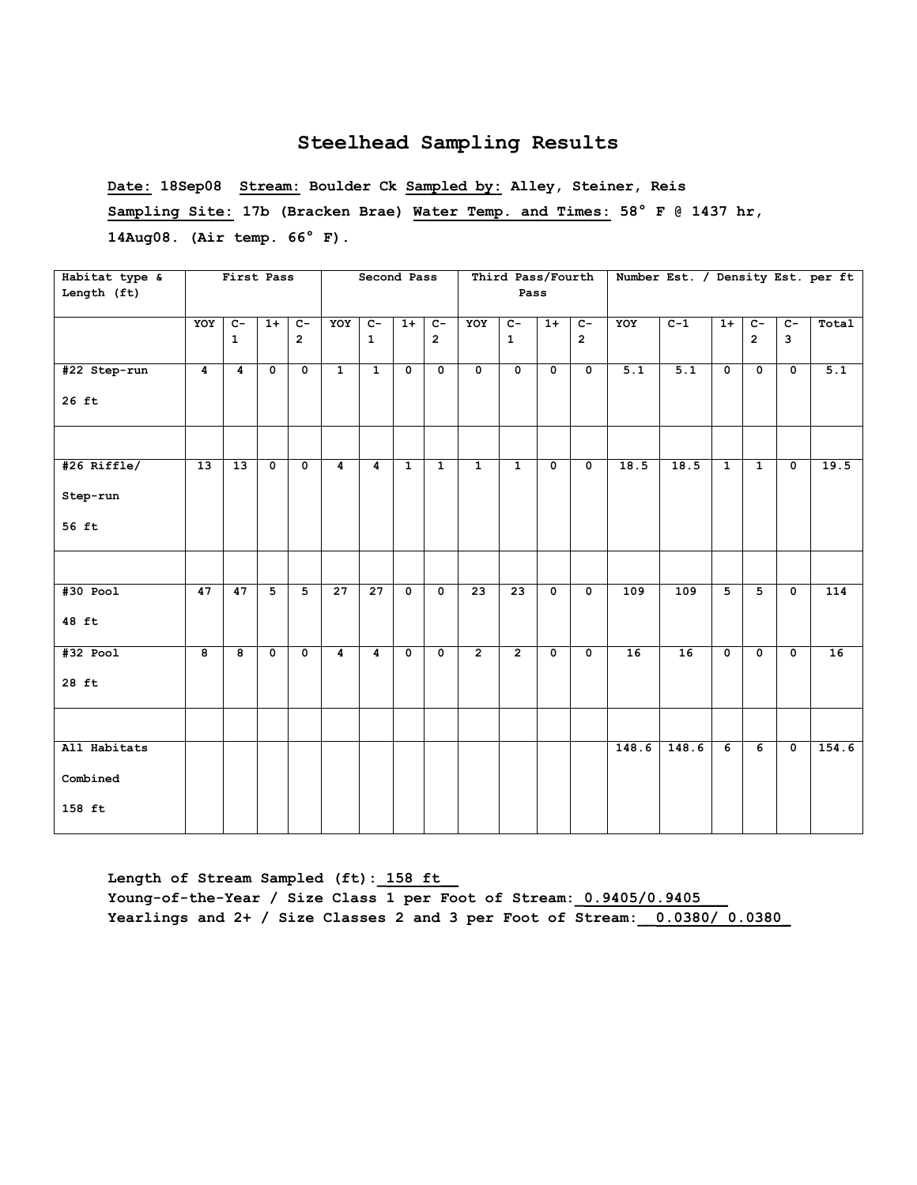# Steelhead Sampling Results

**Date: 18Sep08 Stream: Boulder Ck Sampled by: Alley, Steiner, Reis**

**Sampling Site: 17b (Bracken Brae) Water Temp. and Times: 58° F @ 1437 hr, 14Aug08. (Air temp. 66° F).**

| Habitat type & Length (ft) | First Pass | | | | Second Pass | | | | Third Pass/Fourth Pass | | | | Number Est. / Density Est. per ft | | | | | |
|---|---|---|---|---|---|---|---|---|---|---|---|---|---|---|---|---|---|---|
| | YOY | C-1 | 1+ | C-2 | YOY | C-1 | 1+ | C-2 | YOY | C-1 | 1+ | C-2 | YOY | C-1 | 1+ | C-2 | C-3 | Total |
| #22 Step-run 26 ft | 4 | 4 | 0 | 0 | 1 | 1 | 0 | 0 | 0 | 0 | 0 | 0 | 5.1 | 5.1 | 0 | 0 | 0 | 5.1 |
| | | | | | | | | | | | | | | | | | | |
| #26 Riffle/ Step-run 56 ft | 13 | 13 | 0 | 0 | 4 | 4 | 1 | 1 | 1 | 1 | 0 | 0 | 18.5 | 18.5 | 1 | 1 | 0 | 19.5 |
| | | | | | | | | | | | | | | | | | | |
| #30 Pool 48 ft | 47 | 47 | 5 | 5 | 27 | 27 | 0 | 0 | 23 | 23 | 0 | 0 | 109 | 109 | 5 | 5 | 0 | 114 |
| #32 Pool 28 ft | 8 | 8 | 0 | 0 | 4 | 4 | 0 | 0 | 2 | 2 | 0 | 0 | 16 | 16 | 0 | 0 | 0 | 16 |
| | | | | | | | | | | | | | | | | | | |
| All Habitats Combined 158 ft | | | | | | | | | | | | | 148.6 | 148.6 | 6 | 6 | 0 | 154.6 |

**Length of Stream Sampled (ft): 158 ft**
**Young-of-the-Year / Size Class 1 per Foot of Stream: 0.9405/0.9405**
**Yearlings and 2+ / Size Classes 2 and 3 per Foot of Stream: 0.0380/ 0.0380**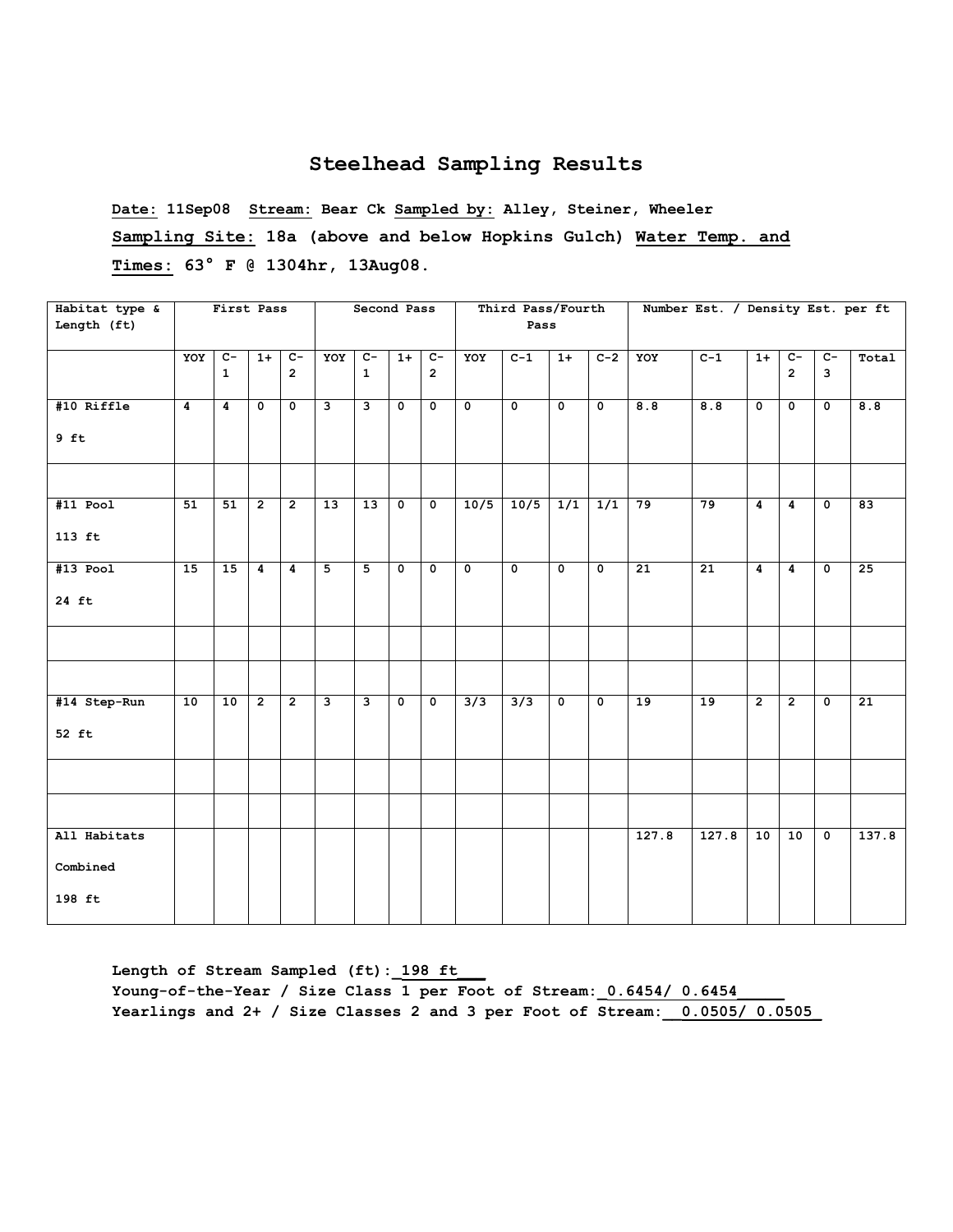# Steelhead Sampling Results

**Date:** 11Sep08 **Stream:** Bear Ck **Sampled by:** Alley, Steiner, Wheeler
**Sampling Site:** 18a (above and below Hopkins Gulch) **Water Temp. and Times:** 63° F @ 1304hr, 13Aug08.

| Habitat type & Length (ft) | First Pass | | | | Second Pass | | | | Third Pass/Fourth Pass | | | | Number Est. / Density Est. per ft | | | | | |
|---|---|---|---|---|---|---|---|---|---|---|---|---|---|---|---|---|---|---|
| | YOY | C-1 | 1+ | C-2 | YOY | C-1 | 1+ | C-2 | YOY | C-1 | 1+ | C-2 | YOY | C-1 | 1+ | C-2 | C-3 | Total |
| #10 Riffle 9 ft | 4 | 4 | 0 | 0 | 3 | 3 | 0 | 0 | 0 | 0 | 0 | 0 | 8.8 | 8.8 | 0 | 0 | 0 | 8.8 |
| | | | | | | | | | | | | | | | | | | |
| #11 Pool 113 ft | 51 | 51 | 2 | 2 | 13 | 13 | 0 | 0 | 10/5 | 10/5 | 1/1 | 1/1 | 79 | 79 | 4 | 4 | 0 | 83 |
| #13 Pool 24 ft | 15 | 15 | 4 | 4 | 5 | 5 | 0 | 0 | 0 | 0 | 0 | 0 | 21 | 21 | 4 | 4 | 0 | 25 |
| | | | | | | | | | | | | | | | | | | |
| | | | | | | | | | | | | | | | | | | |
| #14 Step-Run 52 ft | 10 | 10 | 2 | 2 | 3 | 3 | 0 | 0 | 3/3 | 3/3 | 0 | 0 | 19 | 19 | 2 | 2 | 0 | 21 |
| | | | | | | | | | | | | | | | | | | |
| | | | | | | | | | | | | | | | | | | |
| All Habitats Combined 198 ft | | | | | | | | | | | | | 127.8 | 127.8 | 10 | 10 | 0 | 137.8 |

Length of Stream Sampled (ft): 198 ft
Young-of-the-Year / Size Class 1 per Foot of Stream: 0.6454/ 0.6454
Yearlings and 2+ / Size Classes 2 and 3 per Foot of Stream: 0.0505/ 0.0505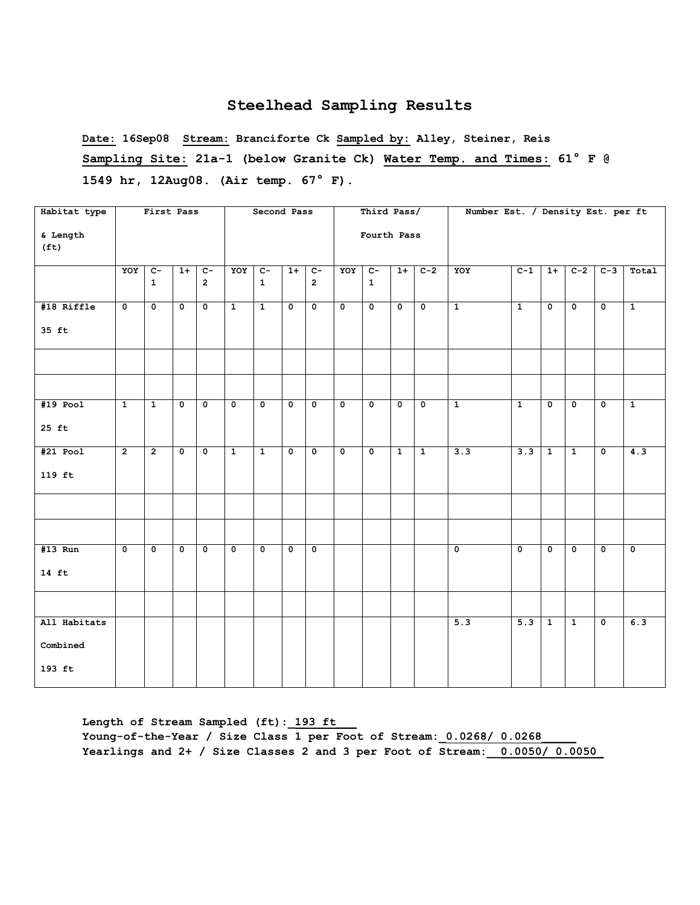# Steelhead Sampling Results

**Date:** 16Sep08 **Stream:** Branciforte Ck **Sampled by:** Alley, Steiner, Reis

**Sampling Site:** 21a-1 (below Granite Ck) **Water Temp. and Times:** 61° F @ 1549 hr, 12Aug08. (Air temp. 67° F).

| Habitat type & Length (ft) | First Pass | | | | Second Pass | | | | Third Pass/ Fourth Pass | | | | Number Est. / Density Est. per ft | | | | | |
|---|---|---|---|---|---|---|---|---|---|---|---|---|---|---|---|---|---|---|
| | YOY | C-1 | 1+ | C-2 | YOY | C-1 | 1+ | C-2 | YOY | C-1 | 1+ | C-2 | YOY | C-1 | 1+ | C-2 | C-3 | Total |
| #18 Riffle 35 ft | 0 | 0 | 0 | 0 | 1 | 1 | 0 | 0 | 0 | 0 | 0 | 0 | 1 | 1 | 0 | 0 | 0 | 1 |
| | | | | | | | | | | | | | | | | | | |
| | | | | | | | | | | | | | | | | | | |
| #19 Pool 25 ft | 1 | 1 | 0 | 0 | 0 | 0 | 0 | 0 | 0 | 0 | 0 | 0 | 1 | 1 | 0 | 0 | 0 | 1 |
| #21 Pool 119 ft | 2 | 2 | 0 | 0 | 1 | 1 | 0 | 0 | 0 | 0 | 1 | 1 | 3.3 | 3.3 | 1 | 1 | 0 | 4.3 |
| | | | | | | | | | | | | | | | | | | |
| | | | | | | | | | | | | | | | | | | |
| #13 Run 14 ft | 0 | 0 | 0 | 0 | 0 | 0 | 0 | 0 | | | | | 0 | 0 | 0 | 0 | 0 | 0 |
| | | | | | | | | | | | | | | | | | | |
| All Habitats Combined 193 ft | | | | | | | | | | | | | 5.3 | 5.3 | 1 | 1 | 0 | 6.3 |

Length of Stream Sampled (ft): 193 ft
Young-of-the-Year / Size Class 1 per Foot of Stream: 0.0268/ 0.0268
Yearlings and 2+ / Size Classes 2 and 3 per Foot of Stream: 0.0050/ 0.0050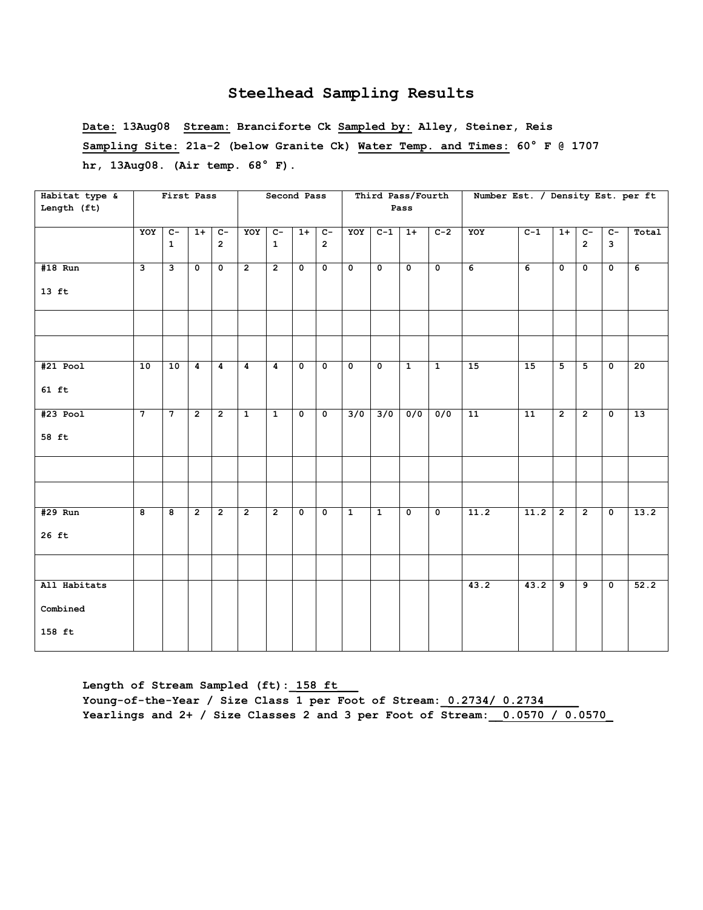## Steelhead Sampling Results

**Date: 13Aug08 Stream: Branciforte Ck Sampled by: Alley, Steiner, Reis**

**Sampling Site: 21a-2 (below Granite Ck) Water Temp. and Times: 60° F @ 1707 hr, 13Aug08. (Air temp. 68° F).**

| Habitat type & Length (ft) | First Pass | | | | Second Pass | | | | Third Pass/Fourth Pass | | | | Number Est. / Density Est. per ft | | | | | |
|---|---|---|---|---|---|---|---|---|---|---|---|---|---|---|---|---|---|---|
| | YOY | C-1 | 1+ | C-2 | YOY | C-1 | 1+ | C-2 | YOY | C-1 | 1+ | C-2 | YOY | C-1 | 1+ | C-2 | C-3 | Total |
| #18 Run 13 ft | 3 | 3 | 0 | 0 | 2 | 2 | 0 | 0 | 0 | 0 | 0 | 0 | 6 | 6 | 0 | 0 | 0 | 6 |
| | | | | | | | | | | | | | | | | | | |
| | | | | | | | | | | | | | | | | | | |
| #21 Pool 61 ft | 10 | 10 | 4 | 4 | 4 | 4 | 0 | 0 | 0 | 0 | 1 | 1 | 15 | 15 | 5 | 5 | 0 | 20 |
| #23 Pool 58 ft | 7 | 7 | 2 | 2 | 1 | 1 | 0 | 0 | 3/0 | 3/0 | 0/0 | 0/0 | 11 | 11 | 2 | 2 | 0 | 13 |
| | | | | | | | | | | | | | | | | | | |
| | | | | | | | | | | | | | | | | | | |
| #29 Run 26 ft | 8 | 8 | 2 | 2 | 2 | 2 | 0 | 0 | 1 | 1 | 0 | 0 | 11.2 | 11.2 | 2 | 2 | 0 | 13.2 |
| | | | | | | | | | | | | | | | | | | |
| All Habitats Combined 158 ft | | | | | | | | | | | | | 43.2 | 43.2 | 9 | 9 | 0 | 52.2 |

**Length of Stream Sampled (ft): 158 ft**
**Young-of-the-Year / Size Class 1 per Foot of Stream: 0.2734/ 0.2734**
**Yearlings and 2+ / Size Classes 2 and 3 per Foot of Stream: 0.0570 / 0.0570**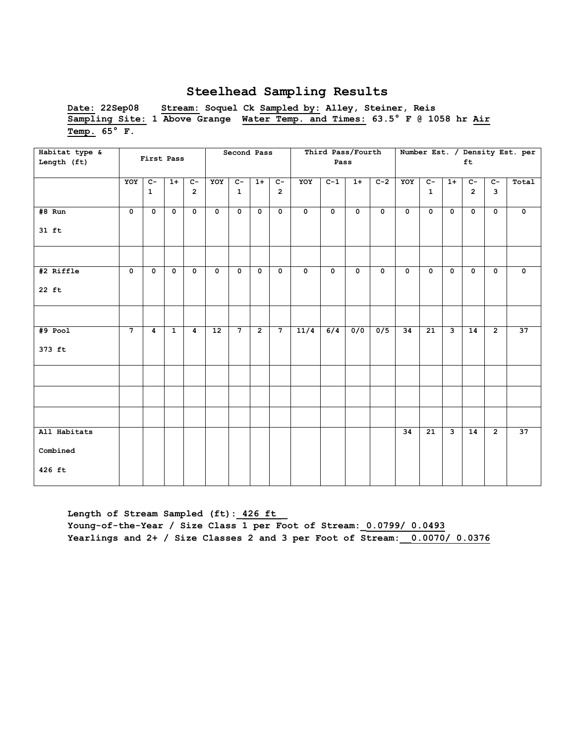## Steelhead Sampling Results

**Date:** 22Sep08 **Stream:** Soquel Ck **Sampled by:** Alley, Steiner, Reis
**Sampling Site:** 1 Above Grange **Water Temp. and Times:** 63.5° F @ 1058 hr **Air Temp.** 65° F.

| Habitat type & Length (ft) | First Pass | | | | Second Pass | | | | Third Pass/Fourth Pass | | | | Number Est. / Density Est. per ft | | | | | |
|---|---|---|---|---|---|---|---|---|---|---|---|---|---|---|---|---|---|---|
| | YOY | C-1 | 1+ | C-2 | YOY | C-1 | 1+ | C-2 | YOY | C-1 | 1+ | C-2 | YOY | C-1 | 1+ | C-2 | C-3 | Total |
| #8 Run 31 ft | 0 | 0 | 0 | 0 | 0 | 0 | 0 | 0 | 0 | 0 | 0 | 0 | 0 | 0 | 0 | 0 | 0 | 0 |
| | | | | | | | | | | | | | | | | | | |
| #2 Riffle 22 ft | 0 | 0 | 0 | 0 | 0 | 0 | 0 | 0 | 0 | 0 | 0 | 0 | 0 | 0 | 0 | 0 | 0 | 0 |
| | | | | | | | | | | | | | | | | | | |
| #9 Pool 373 ft | 7 | 4 | 1 | 4 | 12 | 7 | 2 | 7 | 11/4 | 6/4 | 0/0 | 0/5 | 34 | 21 | 3 | 14 | 2 | 37 |
| | | | | | | | | | | | | | | | | | | |
| | | | | | | | | | | | | | | | | | | |
| | | | | | | | | | | | | | | | | | | |
| All Habitats Combined 426 ft | | | | | | | | | | | | | 34 | 21 | 3 | 14 | 2 | 37 |

**Length of Stream Sampled (ft): 426 ft**
**Young-of-the-Year / Size Class 1 per Foot of Stream: 0.0799/ 0.0493**
**Yearlings and 2+ / Size Classes 2 and 3 per Foot of Stream: 0.0070/ 0.0376**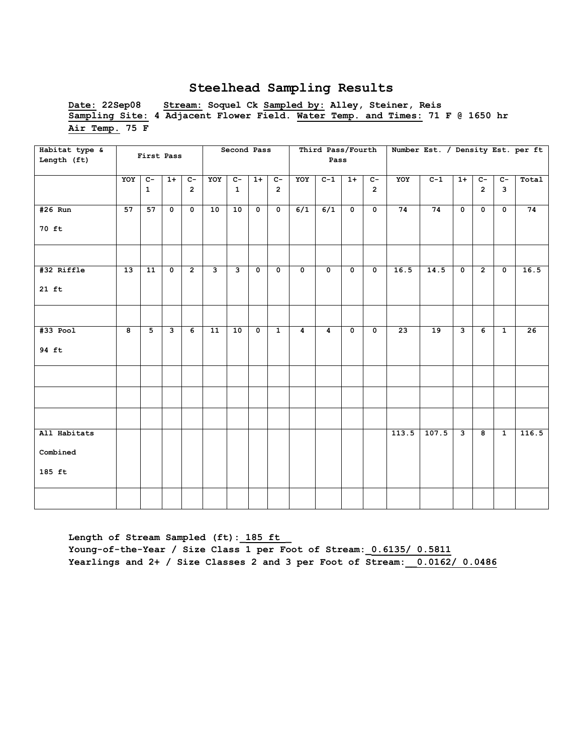# Steelhead Sampling Results

Date: 22Sep08 Stream: Soquel Ck Sampled by: Alley, Steiner, Reis
Sampling Site: 4 Adjacent Flower Field. Water Temp. and Times: 71 F @ 1650 hr
Air Temp. 75 F

| Habitat type & Length (ft) | First Pass | | | | Second Pass | | | | Third Pass/Fourth Pass | | | | Number Est. / Density Est. per ft | | | | | |
|---|---|---|---|---|---|---|---|---|---|---|---|---|---|---|---|---|---|---|
| | YOY | C-1 | 1+ | C-2 | YOY | C-1 | 1+ | C-2 | YOY | C-1 | 1+ | C-2 | YOY | C-1 | 1+ | C-2 | C-3 | Total |
| #26 Run 70 ft | 57 | 57 | 0 | 0 | 10 | 10 | 0 | 0 | 6/1 | 6/1 | 0 | 0 | 74 | 74 | 0 | 0 | 0 | 74 |
| | | | | | | | | | | | | | | | | | | |
| #32 Riffle 21 ft | 13 | 11 | 0 | 2 | 3 | 3 | 0 | 0 | 0 | 0 | 0 | 0 | 16.5 | 14.5 | 0 | 2 | 0 | 16.5 |
| | | | | | | | | | | | | | | | | | | |
| #33 Pool 94 ft | 8 | 5 | 3 | 6 | 11 | 10 | 0 | 1 | 4 | 4 | 0 | 0 | 23 | 19 | 3 | 6 | 1 | 26 |
| | | | | | | | | | | | | | | | | | | |
| | | | | | | | | | | | | | | | | | | |
| | | | | | | | | | | | | | | | | | | |
| All Habitats Combined 185 ft | | | | | | | | | | | | | 113.5 | 107.5 | 3 | 8 | 1 | 116.5 |
| | | | | | | | | | | | | | | | | | | |

Length of Stream Sampled (ft): 185 ft
Young-of-the-Year / Size Class 1 per Foot of Stream: 0.6135/ 0.5811
Yearlings and 2+ / Size Classes 2 and 3 per Foot of Stream: 0.0162/ 0.0486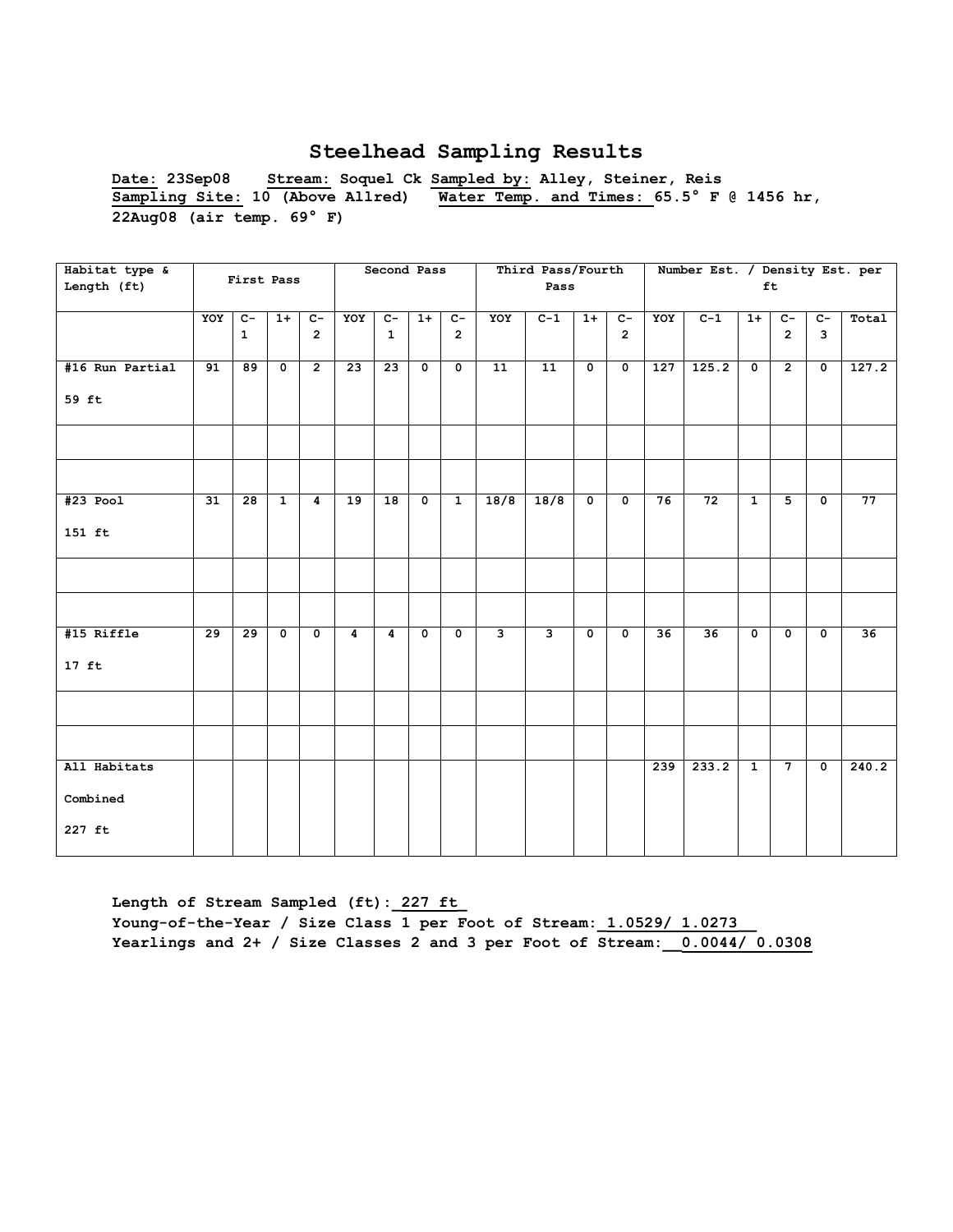# Steelhead Sampling Results

**Date: 23Sep08 Stream: Soquel Ck Sampled by: Alley, Steiner, Reis**
**Sampling Site: 10 (Above Allred) Water Temp. and Times: 65.5° F @ 1456 hr, 22Aug08 (air temp. 69° F)**

| Habitat type & Length (ft) | First Pass | | | | Second Pass | | | | Third Pass/Fourth Pass | | | | Number Est. / Density Est. per ft | | | | | |
|---|---|---|---|---|---|---|---|---|---|---|---|---|---|---|---|---|---|---|
| | YOY | C-1 | 1+ | C-2 | YOY | C-1 | 1+ | C-2 | YOY | C-1 | 1+ | C-2 | YOY | C-1 | 1+ | C-2 | C-3 | Total |
| #16 Run Partial 59 ft | 91 | 89 | 0 | 2 | 23 | 23 | 0 | 0 | 11 | 11 | 0 | 0 | 127 | 125.2 | 0 | 2 | 0 | 127.2 |
| | | | | | | | | | | | | | | | | | | |
| | | | | | | | | | | | | | | | | | | |
| #23 Pool 151 ft | 31 | 28 | 1 | 4 | 19 | 18 | 0 | 1 | 18/8 | 18/8 | 0 | 0 | 76 | 72 | 1 | 5 | 0 | 77 |
| | | | | | | | | | | | | | | | | | | |
| | | | | | | | | | | | | | | | | | | |
| #15 Riffle 17 ft | 29 | 29 | 0 | 0 | 4 | 4 | 0 | 0 | 3 | 3 | 0 | 0 | 36 | 36 | 0 | 0 | 0 | 36 |
| | | | | | | | | | | | | | | | | | | |
| | | | | | | | | | | | | | | | | | | |
| All Habitats Combined 227 ft | | | | | | | | | | | | | 239 | 233.2 | 1 | 7 | 0 | 240.2 |

**Length of Stream Sampled (ft): 227 ft**
**Young-of-the-Year / Size Class 1 per Foot of Stream: 1.0529/ 1.0273**
**Yearlings and 2+ / Size Classes 2 and 3 per Foot of Stream: 0.0044/ 0.0308**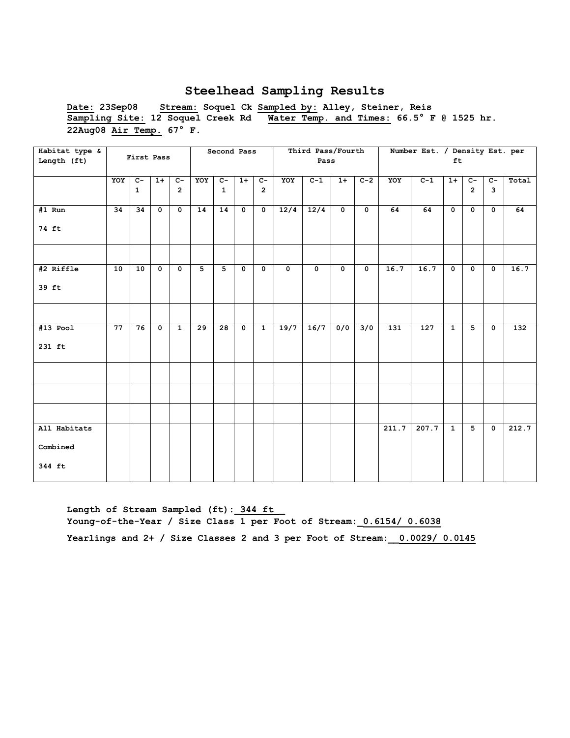# Steelhead Sampling Results

**Date: 23Sep08 Stream: Soquel Ck Sampled by: Alley, Steiner, Reis**
**Sampling Site: 12 Soquel Creek Rd Water Temp. and Times: 66.5° F @ 1525 hr. 22Aug08 Air Temp. 67° F.**

| Habitat type & Length (ft) | First Pass | | | | Second Pass | | | | Third Pass/Fourth Pass | | | | Number Est. / Density Est. per ft | | | | | |
|---|---|---|---|---|---|---|---|---|---|---|---|---|---|---|---|---|---|---|
| | YOY | C-1 | 1+ | C-2 | YOY | C-1 | 1+ | C-2 | YOY | C-1 | 1+ | C-2 | YOY | C-1 | 1+ | C-2 | C-3 | Total |
| #1 Run 74 ft | 34 | 34 | 0 | 0 | 14 | 14 | 0 | 0 | 12/4 | 12/4 | 0 | 0 | 64 | 64 | 0 | 0 | 0 | 64 |
| | | | | | | | | | | | | | | | | | | |
| #2 Riffle 39 ft | 10 | 10 | 0 | 0 | 5 | 5 | 0 | 0 | 0 | 0 | 0 | 0 | 16.7 | 16.7 | 0 | 0 | 0 | 16.7 |
| | | | | | | | | | | | | | | | | | | |
| #13 Pool 231 ft | 77 | 76 | 0 | 1 | 29 | 28 | 0 | 1 | 19/7 | 16/7 | 0/0 | 3/0 | 131 | 127 | 1 | 5 | 0 | 132 |
| | | | | | | | | | | | | | | | | | | |
| | | | | | | | | | | | | | | | | | | |
| | | | | | | | | | | | | | | | | | | |
| All Habitats Combined 344 ft | | | | | | | | | | | | | 211.7 | 207.7 | 1 | 5 | 0 | 212.7 |

**Length of Stream Sampled (ft): 344 ft**
**Young-of-the-Year / Size Class 1 per Foot of Stream: 0.6154/ 0.6038**
**Yearlings and 2+ / Size Classes 2 and 3 per Foot of Stream: 0.0029/ 0.0145**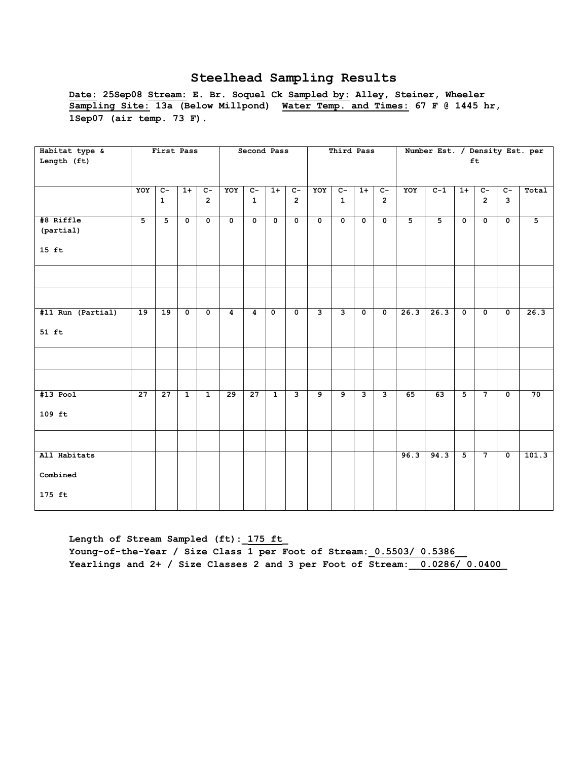# Steelhead Sampling Results

**Date: 25Sep08 Stream: E. Br. Soquel Ck Sampled by: Alley, Steiner, Wheeler Sampling Site: 13a (Below Millpond) Water Temp. and Times: 67 F @ 1445 hr, 1Sep07 (air temp. 73 F).**

| Habitat type & Length (ft) | First Pass | | | | Second Pass | | | | Third Pass | | | | Number Est. / Density Est. per ft | | | | | |
|---|---|---|---|---|---|---|---|---|---|---|---|---|---|---|---|---|---|---|
| | YOY | C-1 | 1+ | C-2 | YOY | C-1 | 1+ | C-2 | YOY | C-1 | 1+ | C-2 | YOY | C-1 | 1+ | C-2 | C-3 | Total |
| #8 Riffle (partial) 15 ft | 5 | 5 | 0 | 0 | 0 | 0 | 0 | 0 | 0 | 0 | 0 | 0 | 5 | 5 | 0 | 0 | 0 | 5 |
| | | | | | | | | | | | | | | | | | | |
| | | | | | | | | | | | | | | | | | | |
| #11 Run (Partial) 51 ft | 19 | 19 | 0 | 0 | 4 | 4 | 0 | 0 | 3 | 3 | 0 | 0 | 26.3 | 26.3 | 0 | 0 | 0 | 26.3 |
| | | | | | | | | | | | | | | | | | | |
| | | | | | | | | | | | | | | | | | | |
| #13 Pool 109 ft | 27 | 27 | 1 | 1 | 29 | 27 | 1 | 3 | 9 | 9 | 3 | 3 | 65 | 63 | 5 | 7 | 0 | 70 |
| | | | | | | | | | | | | | | | | | | |
| All Habitats Combined 175 ft | | | | | | | | | | | | | 96.3 | 94.3 | 5 | 7 | 0 | 101.3 |

**Length of Stream Sampled (ft): 175 ft**
**Young-of-the-Year / Size Class 1 per Foot of Stream: 0.5503/ 0.5386**
**Yearlings and 2+ / Size Classes 2 and 3 per Foot of Stream: 0.0286/ 0.0400**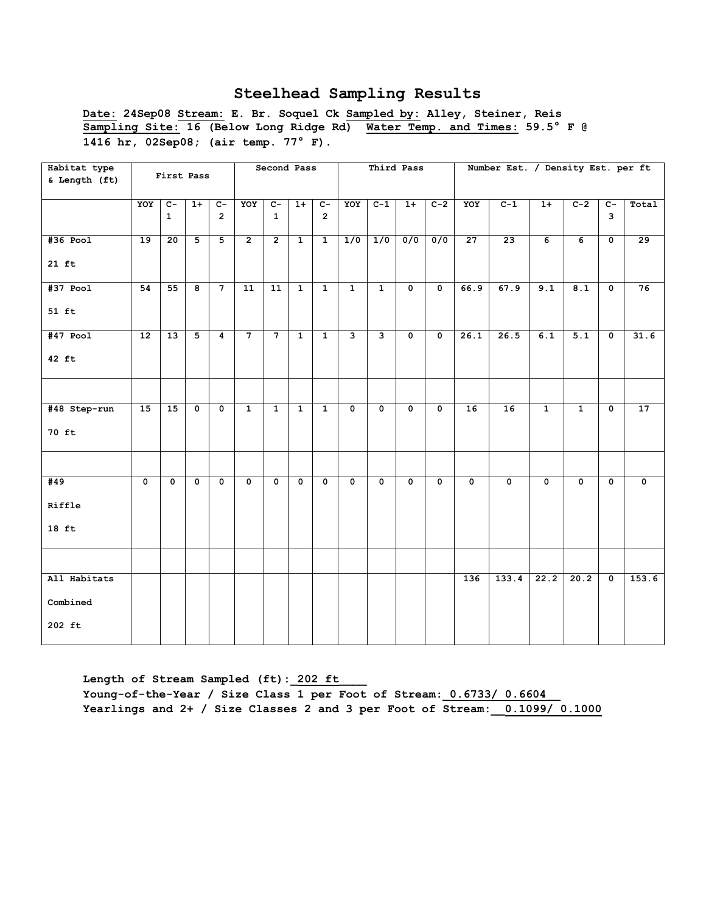## Steelhead Sampling Results

**Date:** 24Sep08 **Stream:** E. Br. Soquel Ck **Sampled by:** Alley, Steiner, Reis
**Sampling Site:** 16 (Below Long Ridge Rd) **Water Temp. and Times:** 59.5° F @ 1416 hr, 02Sep08; (air temp. 77° F).

| Habitat type & Length (ft) | First Pass | | | | Second Pass | | | | Third Pass | | | | Number Est. / Density Est. per ft | | | | | |
|---|---|---|---|---|---|---|---|---|---|---|---|---|---|---|---|---|---|---|
| | YOY | C-1 | 1+ | C-2 | YOY | C-1 | 1+ | C-2 | YOY | C-1 | 1+ | C-2 | YOY | C-1 | 1+ | C-2 | C-3 | Total |
| #36 Pool 21 ft | 19 | 20 | 5 | 5 | 2 | 2 | 1 | 1 | 1/0 | 1/0 | 0/0 | 0/0 | 27 | 23 | 6 | 6 | 0 | 29 |
| #37 Pool 51 ft | 54 | 55 | 8 | 7 | 11 | 11 | 1 | 1 | 1 | 1 | 0 | 0 | 66.9 | 67.9 | 9.1 | 8.1 | 0 | 76 |
| #47 Pool 42 ft | 12 | 13 | 5 | 4 | 7 | 7 | 1 | 1 | 3 | 3 | 0 | 0 | 26.1 | 26.5 | 6.1 | 5.1 | 0 | 31.6 |
| | | | | | | | | | | | | | | | | | | |
| #48 Step-run 70 ft | 15 | 15 | 0 | 0 | 1 | 1 | 1 | 1 | 0 | 0 | 0 | 0 | 16 | 16 | 1 | 1 | 0 | 17 |
| | | | | | | | | | | | | | | | | | | |
| #49 Riffle 18 ft | 0 | 0 | 0 | 0 | 0 | 0 | 0 | 0 | 0 | 0 | 0 | 0 | 0 | 0 | 0 | 0 | 0 | 0 |
| | | | | | | | | | | | | | | | | | | |
| All Habitats Combined 202 ft | | | | | | | | | | | | | 136 | 133.4 | 22.2 | 20.2 | 0 | 153.6 |

**Length of Stream Sampled (ft): 202 ft**
**Young-of-the-Year / Size Class 1 per Foot of Stream: 0.6733/ 0.6604**
**Yearlings and 2+ / Size Classes 2 and 3 per Foot of Stream: 0.1099/ 0.1000**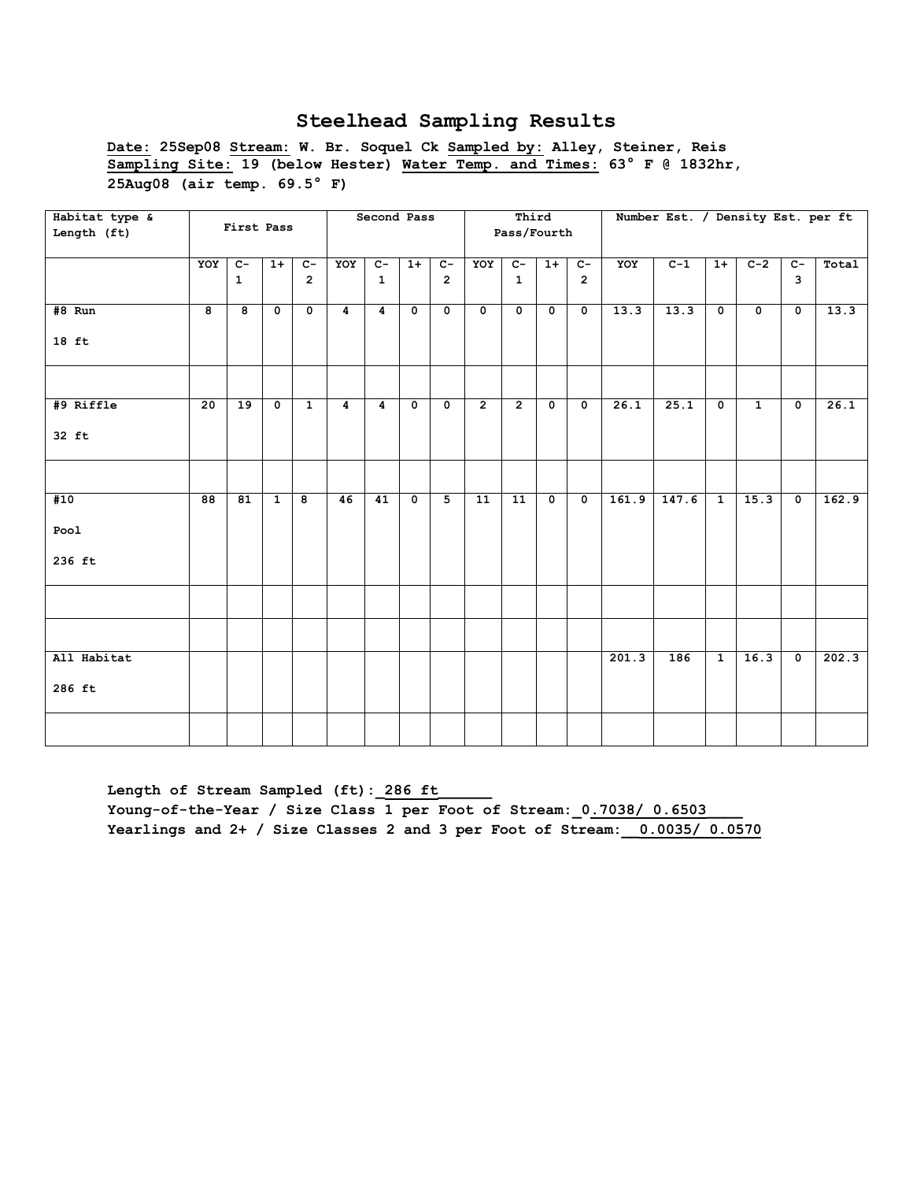# Steelhead Sampling Results

**Date: 25Sep08 Stream: W. Br. Soquel Ck Sampled by: Alley, Steiner, Reis**
**Sampling Site: 19 (below Hester) Water Temp. and Times: 63° F @ 1832hr, 25Aug08 (air temp. 69.5° F)**

| Habitat type & Length (ft) | First Pass | | | | Second Pass | | | | Third Pass/Fourth | | | | Number Est. / Density Est. per ft | | | | | |
|---|---|---|---|---|---|---|---|---|---|---|---|---|---|---|---|---|---|---|
| | YOY | C-1 | 1+ | C-2 | YOY | C-1 | 1+ | C-2 | YOY | C-1 | 1+ | C-2 | YOY | C-1 | 1+ | C-2 | C-3 | Total |
| #8 Run 18 ft | 8 | 8 | 0 | 0 | 4 | 4 | 0 | 0 | 0 | 0 | 0 | 0 | 13.3 | 13.3 | 0 | 0 | 0 | 13.3 |
| | | | | | | | | | | | | | | | | | | |
| #9 Riffle 32 ft | 20 | 19 | 0 | 1 | 4 | 4 | 0 | 0 | 2 | 2 | 0 | 0 | 26.1 | 25.1 | 0 | 1 | 0 | 26.1 |
| | | | | | | | | | | | | | | | | | | |
| #10 Pool 236 ft | 88 | 81 | 1 | 8 | 46 | 41 | 0 | 5 | 11 | 11 | 0 | 0 | 161.9 | 147.6 | 1 | 15.3 | 0 | 162.9 |
| | | | | | | | | | | | | | | | | | | |
| | | | | | | | | | | | | | | | | | | |
| All Habitat 286 ft | | | | | | | | | | | | | 201.3 | 186 | 1 | 16.3 | 0 | 202.3 |
| | | | | | | | | | | | | | | | | | | |

**Length of Stream Sampled (ft): 286 ft**
**Young-of-the-Year / Size Class 1 per Foot of Stream: 0.7038/ 0.6503**
**Yearlings and 2+ / Size Classes 2 and 3 per Foot of Stream: 0.0035/ 0.0570**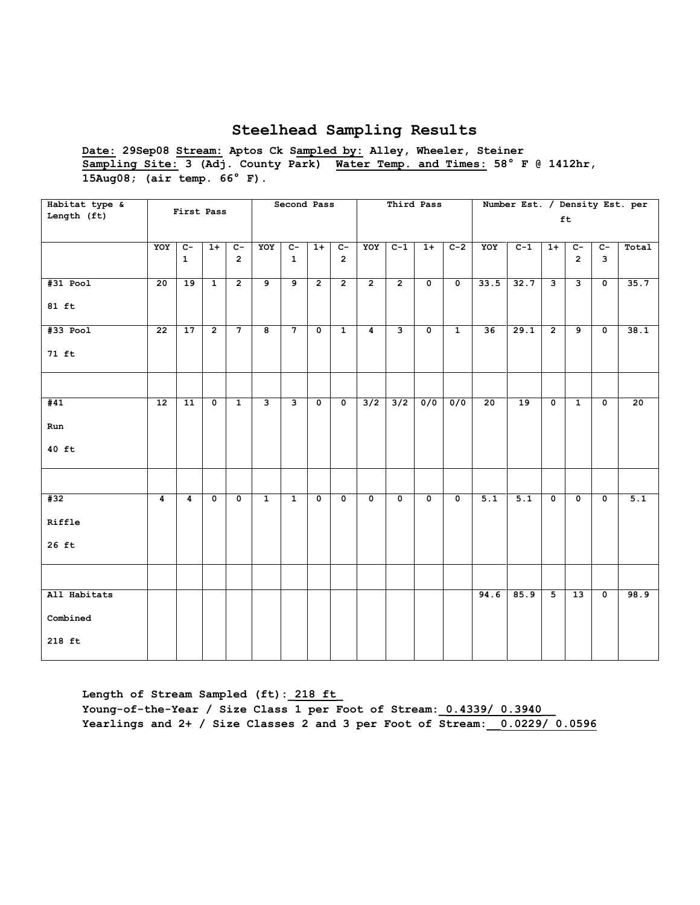# Steelhead Sampling Results

**Date: 29Sep08 Stream: Aptos Ck Sampled by: Alley, Wheeler, Steiner**
**Sampling Site: 3 (Adj. County Park) Water Temp. and Times: 58° F @ 1412hr, 15Aug08; (air temp. 66° F).**

| Habitat type & Length (ft) | First Pass | | | | Second Pass | | | | Third Pass | | | | Number Est. / Density Est. per ft | | | | | |
|---|---|---|---|---|---|---|---|---|---|---|---|---|---|---|---|---|---|---|
| | YOY | C-1 | 1+ | C-2 | YOY | C-1 | 1+ | C-2 | YOY | C-1 | 1+ | C-2 | YOY | C-1 | 1+ | C-2 | C-3 | Total |
| #31 Pool 81 ft | 20 | 19 | 1 | 2 | 9 | 9 | 2 | 2 | 2 | 2 | 0 | 0 | 33.5 | 32.7 | 3 | 3 | 0 | 35.7 |
| #33 Pool 71 ft | 22 | 17 | 2 | 7 | 8 | 7 | 0 | 1 | 4 | 3 | 0 | 1 | 36 | 29.1 | 2 | 9 | 0 | 38.1 |
| | | | | | | | | | | | | | | | | | | |
| #41 Run 40 ft | 12 | 11 | 0 | 1 | 3 | 3 | 0 | 0 | 3/2 | 3/2 | 0/0 | 0/0 | 20 | 19 | 0 | 1 | 0 | 20 |
| | | | | | | | | | | | | | | | | | | |
| #32 Riffle 26 ft | 4 | 4 | 0 | 0 | 1 | 1 | 0 | 0 | 0 | 0 | 0 | 0 | 5.1 | 5.1 | 0 | 0 | 0 | 5.1 |
| | | | | | | | | | | | | | | | | | | |
| All Habitats Combined 218 ft | | | | | | | | | | | | | 94.6 | 85.9 | 5 | 13 | 0 | 98.9 |

**Length of Stream Sampled (ft): 218 ft**
**Young-of-the-Year / Size Class 1 per Foot of Stream: 0.4339/ 0.3940**
**Yearlings and 2+ / Size Classes 2 and 3 per Foot of Stream: 0.0229/ 0.0596**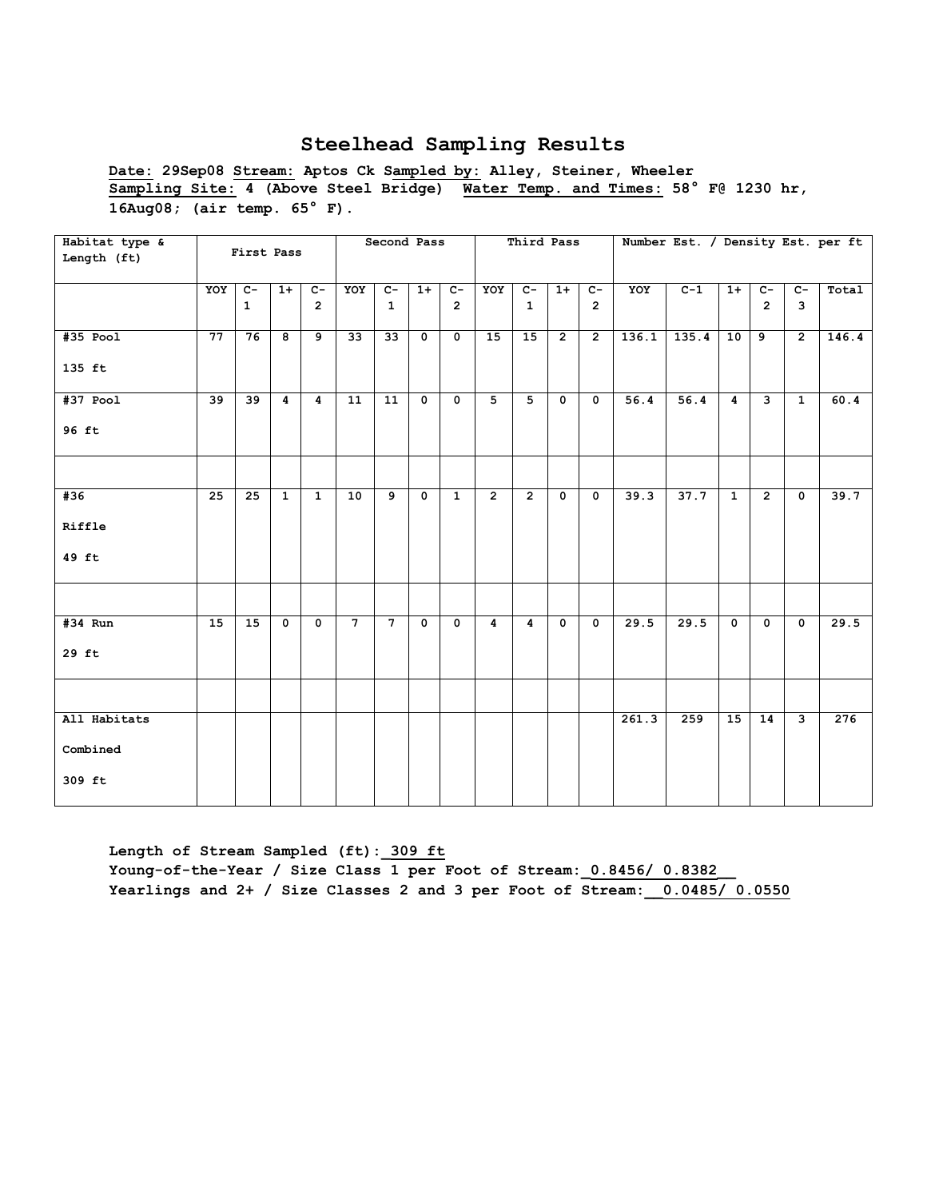## Steelhead Sampling Results

**Date: 29Sep08 Stream: Aptos Ck Sampled by: Alley, Steiner, Wheeler**
**Sampling Site: 4 (Above Steel Bridge) Water Temp. and Times: 58° F@ 1230 hr, 16Aug08; (air temp. 65° F).**

| Habitat type & Length (ft) | First Pass | | | | Second Pass | | | | Third Pass | | | | Number Est. / Density Est. per ft | | | | | |
|---|---|---|---|---|---|---|---|---|---|---|---|---|---|---|---|---|---|---|
| | YOY | C-1 | 1+ | C-2 | YOY | C-1 | 1+ | C-2 | YOY | C-1 | 1+ | C-2 | YOY | C-1 | 1+ | C-2 | C-3 | Total |
| #35 Pool 135 ft | 77 | 76 | 8 | 9 | 33 | 33 | 0 | 0 | 15 | 15 | 2 | 2 | 136.1 | 135.4 | 10 | 9 | 2 | 146.4 |
| #37 Pool 96 ft | 39 | 39 | 4 | 4 | 11 | 11 | 0 | 0 | 5 | 5 | 0 | 0 | 56.4 | 56.4 | 4 | 3 | 1 | 60.4 |
| | | | | | | | | | | | | | | | | | | |
| #36 Riffle 49 ft | 25 | 25 | 1 | 1 | 10 | 9 | 0 | 1 | 2 | 2 | 0 | 0 | 39.3 | 37.7 | 1 | 2 | 0 | 39.7 |
| | | | | | | | | | | | | | | | | | | |
| #34 Run 29 ft | 15 | 15 | 0 | 0 | 7 | 7 | 0 | 0 | 4 | 4 | 0 | 0 | 29.5 | 29.5 | 0 | 0 | 0 | 29.5 |
| | | | | | | | | | | | | | | | | | | |
| All Habitats Combined 309 ft | | | | | | | | | | | | | 261.3 | 259 | 15 | 14 | 3 | 276 |

**Length of Stream Sampled (ft): 309 ft**
**Young-of-the-Year / Size Class 1 per Foot of Stream: 0.8456/ 0.8382**
**Yearlings and 2+ / Size Classes 2 and 3 per Foot of Stream: 0.0485/ 0.0550**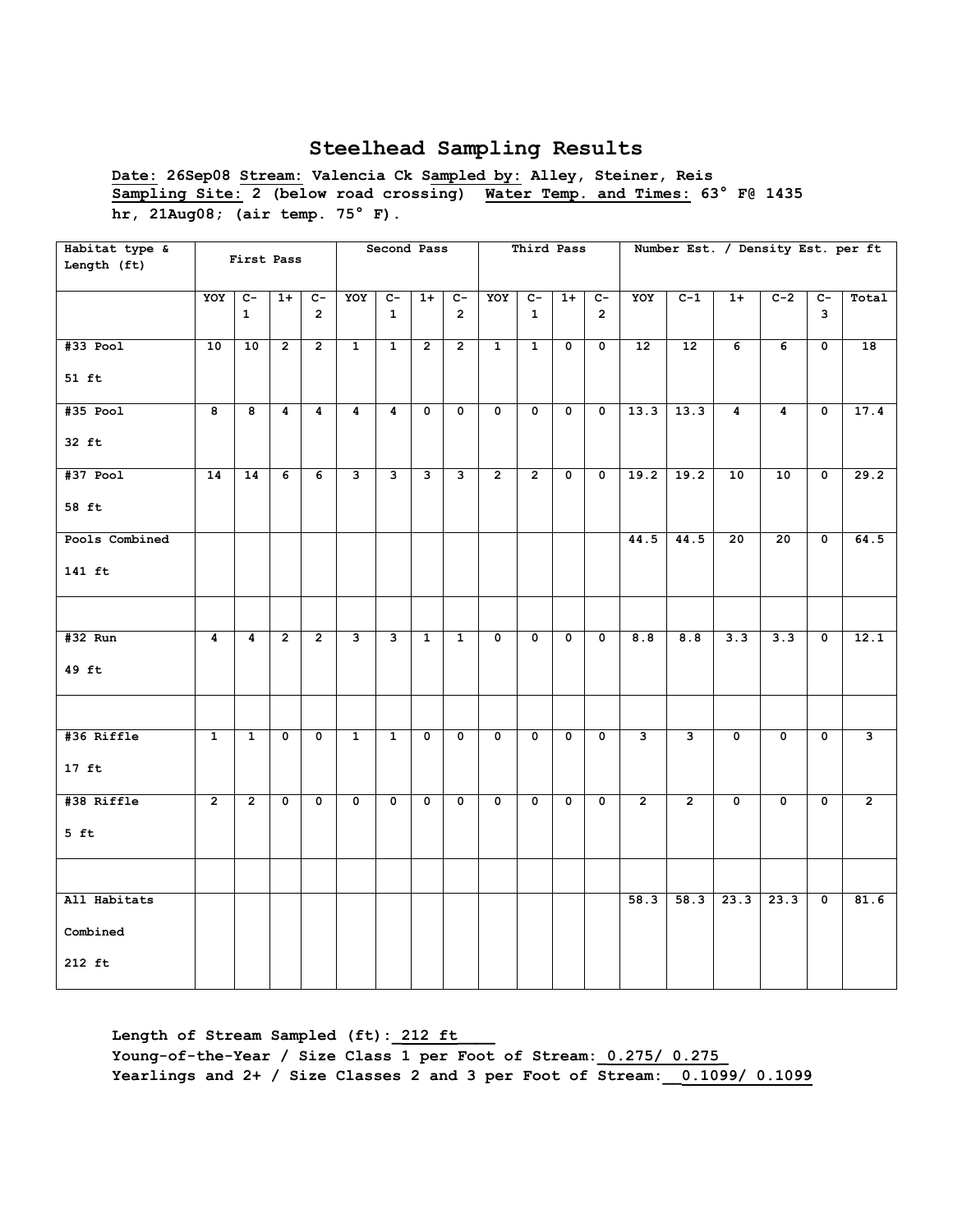# Steelhead Sampling Results

**Date:** 26Sep08 **Stream:** Valencia Ck **Sampled by:** Alley, Steiner, Reis
**Sampling Site:** 2 (below road crossing) **Water Temp. and Times:** 63° F@ 1435 hr, 21Aug08; (air temp. 75° F).

| Habitat type & Length (ft) | First Pass | | | | Second Pass | | | | Third Pass | | | | Number Est. / Density Est. per ft | | | | | |
|---|---|---|---|---|---|---|---|---|---|---|---|---|---|---|---|---|---|---|
| | YOY | C-1 | 1+ | C-2 | YOY | C-1 | 1+ | C-2 | YOY | C-1 | 1+ | C-2 | YOY | C-1 | 1+ | C-2 | C-3 | Total |
| #33 Pool 51 ft | 10 | 10 | 2 | 2 | 1 | 1 | 2 | 2 | 1 | 1 | 0 | 0 | 12 | 12 | 6 | 6 | 0 | 18 |
| #35 Pool 32 ft | 8 | 8 | 4 | 4 | 4 | 4 | 0 | 0 | 0 | 0 | 0 | 0 | 13.3 | 13.3 | 4 | 4 | 0 | 17.4 |
| #37 Pool 58 ft | 14 | 14 | 6 | 6 | 3 | 3 | 3 | 3 | 2 | 2 | 0 | 0 | 19.2 | 19.2 | 10 | 10 | 0 | 29.2 |
| Pools Combined 141 ft | | | | | | | | | | | | | 44.5 | 44.5 | 20 | 20 | 0 | 64.5 |
| | | | | | | | | | | | | | | | | | | |
| #32 Run 49 ft | 4 | 4 | 2 | 2 | 3 | 3 | 1 | 1 | 0 | 0 | 0 | 0 | 8.8 | 8.8 | 3.3 | 3.3 | 0 | 12.1 |
| | | | | | | | | | | | | | | | | | | |
| #36 Riffle 17 ft | 1 | 1 | 0 | 0 | 1 | 1 | 0 | 0 | 0 | 0 | 0 | 0 | 3 | 3 | 0 | 0 | 0 | 3 |
| #38 Riffle 5 ft | 2 | 2 | 0 | 0 | 0 | 0 | 0 | 0 | 0 | 0 | 0 | 0 | 2 | 2 | 0 | 0 | 0 | 2 |
| | | | | | | | | | | | | | | | | | | |
| All Habitats Combined 212 ft | | | | | | | | | | | | | 58.3 | 58.3 | 23.3 | 23.3 | 0 | 81.6 |

**Length of Stream Sampled (ft): 212 ft**
**Young-of-the-Year / Size Class 1 per Foot of Stream: 0.275/ 0.275**
**Yearlings and 2+ / Size Classes 2 and 3 per Foot of Stream: 0.1099/ 0.1099**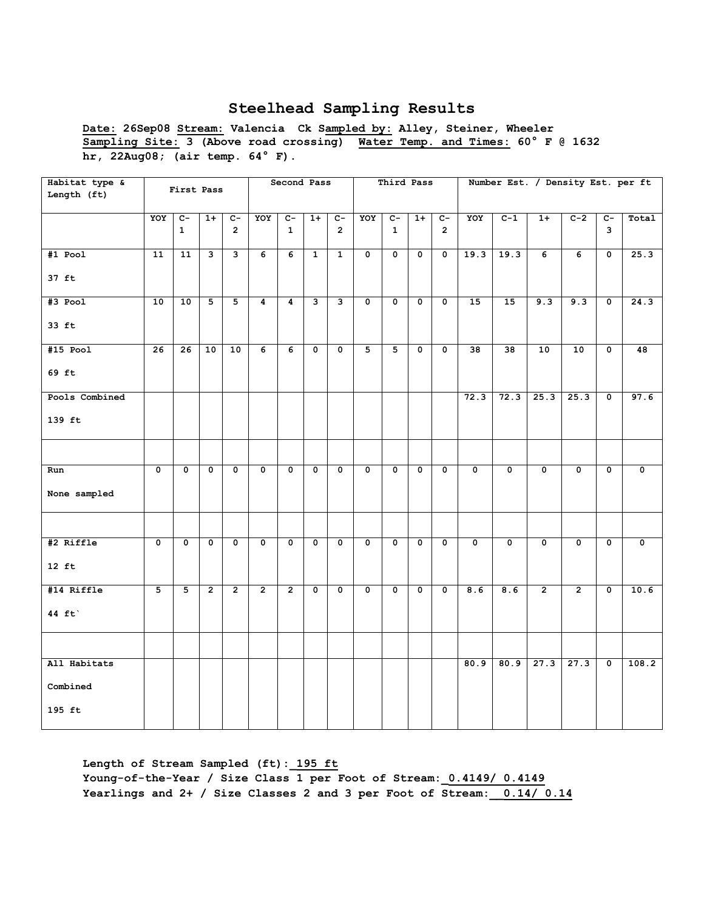# Steelhead Sampling Results

**Date:** 26Sep08 **Stream:** Valencia Ck **Sampled by:** Alley, Steiner, Wheeler
**Sampling Site:** 3 (Above road crossing) **Water Temp. and Times:** 60° F @ 1632 hr, 22Aug08; (air temp. 64° F).

| Habitat type & Length (ft) | First Pass | | | | Second Pass | | | | Third Pass | | | | Number Est. / Density Est. per ft | | | | | |
|---|---|---|---|---|---|---|---|---|---|---|---|---|---|---|---|---|---|---|
| | YOY | C-1 | 1+ | C-2 | YOY | C-1 | 1+ | C-2 | YOY | C-1 | 1+ | C-2 | YOY | C-1 | 1+ | C-2 | C-3 | Total |
| #1 Pool 37 ft | 11 | 11 | 3 | 3 | 6 | 6 | 1 | 1 | 0 | 0 | 0 | 0 | 19.3 | 19.3 | 6 | 6 | 0 | 25.3 |
| #3 Pool 33 ft | 10 | 10 | 5 | 5 | 4 | 4 | 3 | 3 | 0 | 0 | 0 | 0 | 15 | 15 | 9.3 | 9.3 | 0 | 24.3 |
| #15 Pool 69 ft | 26 | 26 | 10 | 10 | 6 | 6 | 0 | 0 | 5 | 5 | 0 | 0 | 38 | 38 | 10 | 10 | 0 | 48 |
| Pools Combined 139 ft | | | | | | | | | | | | | 72.3 | 72.3 | 25.3 | 25.3 | 0 | 97.6 |
| | | | | | | | | | | | | | | | | | | |
| Run None sampled | 0 | 0 | 0 | 0 | 0 | 0 | 0 | 0 | 0 | 0 | 0 | 0 | 0 | 0 | 0 | 0 | 0 | 0 |
| | | | | | | | | | | | | | | | | | | |
| #2 Riffle 12 ft | 0 | 0 | 0 | 0 | 0 | 0 | 0 | 0 | 0 | 0 | 0 | 0 | 0 | 0 | 0 | 0 | 0 | 0 |
| #14 Riffle 44 ft` | 5 | 5 | 2 | 2 | 2 | 2 | 0 | 0 | 0 | 0 | 0 | 0 | 8.6 | 8.6 | 2 | 2 | 0 | 10.6 |
| | | | | | | | | | | | | | | | | | | |
| All Habitats Combined 195 ft | | | | | | | | | | | | | 80.9 | 80.9 | 27.3 | 27.3 | 0 | 108.2 |

**Length of Stream Sampled (ft):** 195 ft
**Young-of-the-Year / Size Class 1 per Foot of Stream:** 0.4149/ 0.4149
**Yearlings and 2+ / Size Classes 2 and 3 per Foot of Stream:** 0.14/ 0.14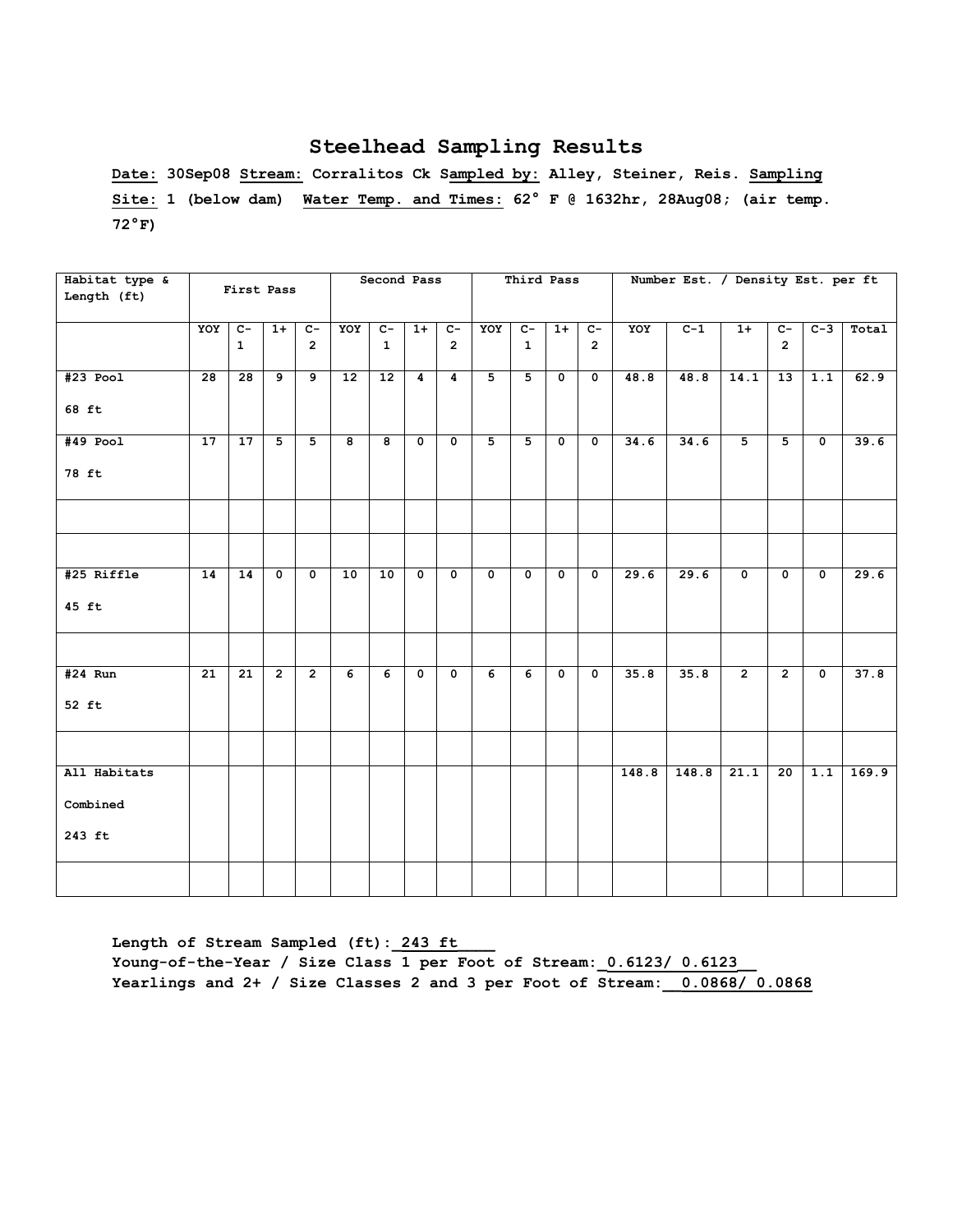# Steelhead Sampling Results

**Date:** 30Sep08 **Stream:** Corralitos Ck **Sampled by:** Alley, Steiner, Reis. **Sampling Site:** 1 (below dam) **Water Temp. and Times:** 62° F @ 1632hr, 28Aug08; (air temp. 72°F)

| Habitat type & Length (ft) | First Pass | | | | Second Pass | | | | Third Pass | | | | Number Est. / Density Est. per ft | | | | | |
|---|---|---|---|---|---|---|---|---|---|---|---|---|---|---|---|---|---|---|
| | YOY | C-1 | 1+ | C-2 | YOY | C-1 | 1+ | C-2 | YOY | C-1 | 1+ | C-2 | YOY | C-1 | 1+ | C-2 | C-3 | Total |
| #23 Pool 68 ft | 28 | 28 | 9 | 9 | 12 | 12 | 4 | 4 | 5 | 5 | 0 | 0 | 48.8 | 48.8 | 14.1 | 13 | 1.1 | 62.9 |
| #49 Pool 78 ft | 17 | 17 | 5 | 5 | 8 | 8 | 0 | 0 | 5 | 5 | 0 | 0 | 34.6 | 34.6 | 5 | 5 | 0 | 39.6 |
| | | | | | | | | | | | | | | | | | | |
| | | | | | | | | | | | | | | | | | | |
| #25 Riffle 45 ft | 14 | 14 | 0 | 0 | 10 | 10 | 0 | 0 | 0 | 0 | 0 | 0 | 29.6 | 29.6 | 0 | 0 | 0 | 29.6 |
| | | | | | | | | | | | | | | | | | | |
| #24 Run 52 ft | 21 | 21 | 2 | 2 | 6 | 6 | 0 | 0 | 6 | 6 | 0 | 0 | 35.8 | 35.8 | 2 | 2 | 0 | 37.8 |
| | | | | | | | | | | | | | | | | | | |
| All Habitats Combined 243 ft | | | | | | | | | | | | | 148.8 | 148.8 | 21.1 | 20 | 1.1 | 169.9 |
| | | | | | | | | | | | | | | | | | | |

**Length of Stream Sampled (ft): 243 ft**
**Young-of-the-Year / Size Class 1 per Foot of Stream: 0.6123/ 0.6123**
**Yearlings and 2+ / Size Classes 2 and 3 per Foot of Stream: 0.0868/ 0.0868**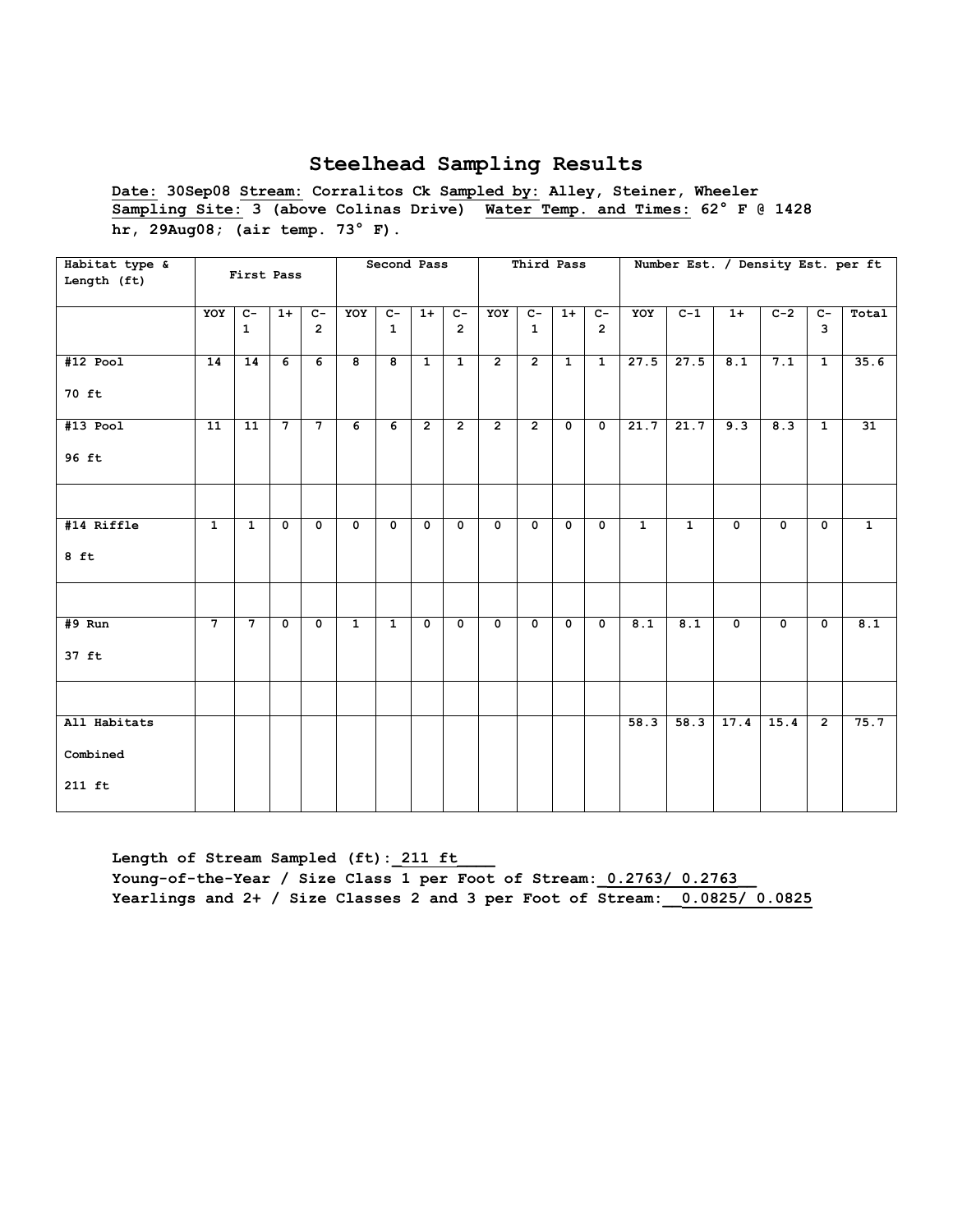# Steelhead Sampling Results

**Date:** 30Sep08 **Stream:** Corralitos Ck **Sampled by:** Alley, Steiner, Wheeler
**Sampling Site:** 3 (above Colinas Drive) **Water Temp. and Times:** 62° F @ 1428 hr, 29Aug08; (air temp. 73° F).

| Habitat type & Length (ft) | First Pass | | | | Second Pass | | | | Third Pass | | | | Number Est. / Density Est. per ft | | | | | |
|---|---|---|---|---|---|---|---|---|---|---|---|---|---|---|---|---|---|---|
| | YOY | C-1 | 1+ | C-2 | YOY | C-1 | 1+ | C-2 | YOY | C-1 | 1+ | C-2 | YOY | C-1 | 1+ | C-2 | C-3 | Total |
| #12 Pool 70 ft | 14 | 14 | 6 | 6 | 8 | 8 | 1 | 1 | 2 | 2 | 1 | 1 | 27.5 | 27.5 | 8.1 | 7.1 | 1 | 35.6 |
| #13 Pool 96 ft | 11 | 11 | 7 | 7 | 6 | 6 | 2 | 2 | 2 | 2 | 0 | 0 | 21.7 | 21.7 | 9.3 | 8.3 | 1 | 31 |
| | | | | | | | | | | | | | | | | | | |
| #14 Riffle 8 ft | 1 | 1 | 0 | 0 | 0 | 0 | 0 | 0 | 0 | 0 | 0 | 0 | 1 | 1 | 0 | 0 | 0 | 1 |
| | | | | | | | | | | | | | | | | | | |
| #9 Run 37 ft | 7 | 7 | 0 | 0 | 1 | 1 | 0 | 0 | 0 | 0 | 0 | 0 | 8.1 | 8.1 | 0 | 0 | 0 | 8.1 |
| | | | | | | | | | | | | | | | | | | |
| All Habitats Combined 211 ft | | | | | | | | | | | | | 58.3 | 58.3 | 17.4 | 15.4 | 2 | 75.7 |

**Length of Stream Sampled (ft):** 211 ft
**Young-of-the-Year / Size Class 1 per Foot of Stream:** 0.2763/ 0.2763
**Yearlings and 2+ / Size Classes 2 and 3 per Foot of Stream:** 0.0825/ 0.0825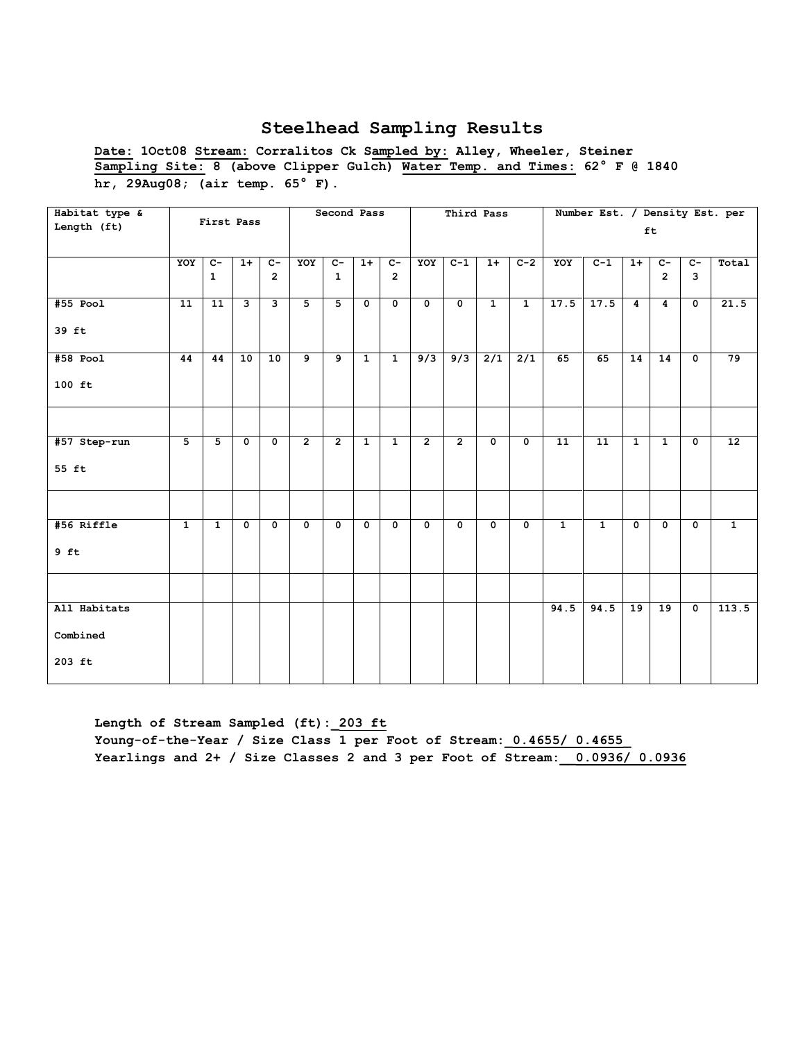# Steelhead Sampling Results

**Date: 1Oct08 Stream: Corralitos Ck Sampled by: Alley, Wheeler, Steiner**
**Sampling Site: 8 (above Clipper Gulch) Water Temp. and Times: 62° F @ 1840 hr, 29Aug08; (air temp. 65° F).**

| Habitat type & Length (ft) | First Pass | | | | Second Pass | | | | Third Pass | | | | Number Est. / Density Est. per ft | | | | | |
|---|---|---|---|---|---|---|---|---|---|---|---|---|---|---|---|---|---|---|
| | YOY | C-1 | 1+ | C-2 | YOY | C-1 | 1+ | C-2 | YOY | C-1 | 1+ | C-2 | YOY | C-1 | 1+ | C-2 | C-3 | Total |
| #55 Pool<br>39 ft | 11 | 11 | 3 | 3 | 5 | 5 | 0 | 0 | 0 | 0 | 1 | 1 | 17.5 | 17.5 | 4 | 4 | 0 | 21.5 |
| #58 Pool<br>100 ft | 44 | 44 | 10 | 10 | 9 | 9 | 1 | 1 | 9/3 | 9/3 | 2/1 | 2/1 | 65 | 65 | 14 | 14 | 0 | 79 |
| | | | | | | | | | | | | | | | | | | |
| #57 Step-run<br>55 ft | 5 | 5 | 0 | 0 | 2 | 2 | 1 | 1 | 2 | 2 | 0 | 0 | 11 | 11 | 1 | 1 | 0 | 12 |
| | | | | | | | | | | | | | | | | | | |
| #56 Riffle<br>9 ft | 1 | 1 | 0 | 0 | 0 | 0 | 0 | 0 | 0 | 0 | 0 | 0 | 1 | 1 | 0 | 0 | 0 | 1 |
| | | | | | | | | | | | | | | | | | | |
| All Habitats<br>Combined<br>203 ft | | | | | | | | | | | | | 94.5 | 94.5 | 19 | 19 | 0 | 113.5 |

**Length of Stream Sampled (ft): 203 ft**
**Young-of-the-Year / Size Class 1 per Foot of Stream: 0.4655/ 0.4655**
**Yearlings and 2+ / Size Classes 2 and 3 per Foot of Stream: 0.0936/ 0.0936**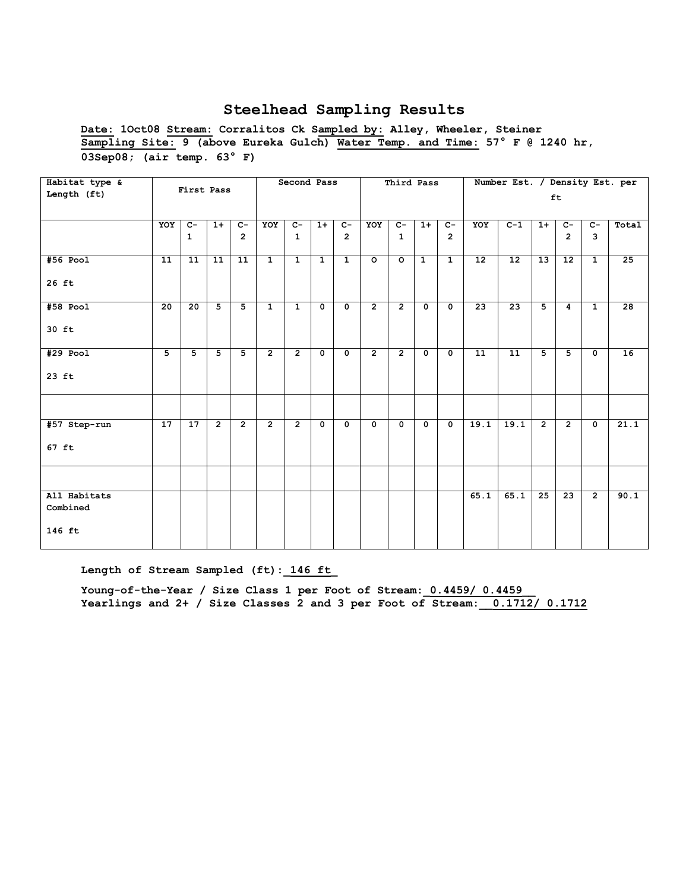# Steelhead Sampling Results

**Date: 1Oct08 Stream: Corralitos Ck Sampled by: Alley, Wheeler, Steiner**
**Sampling Site: 9 (above Eureka Gulch) Water Temp. and Time: 57° F @ 1240 hr, 03Sep08; (air temp. 63° F)**

| Habitat type & Length (ft) | First Pass | | | | Second Pass | | | | Third Pass | | | | Number Est. / Density Est. per ft | | | | | |
|---|---|---|---|---|---|---|---|---|---|---|---|---|---|---|---|---|---|---|
| | YOY | C-1 | 1+ | C-2 | YOY | C-1 | 1+ | C-2 | YOY | C-1 | 1+ | C-2 | YOY | C-1 | 1+ | C-2 | C-3 | Total |
| #56 Pool 26 ft | 11 | 11 | 11 | 11 | 1 | 1 | 1 | 1 | O | O | 1 | 1 | 12 | 12 | 13 | 12 | 1 | 25 |
| #58 Pool 30 ft | 20 | 20 | 5 | 5 | 1 | 1 | 0 | 0 | 2 | 2 | 0 | 0 | 23 | 23 | 5 | 4 | 1 | 28 |
| #29 Pool 23 ft | 5 | 5 | 5 | 5 | 2 | 2 | 0 | 0 | 2 | 2 | 0 | 0 | 11 | 11 | 5 | 5 | 0 | 16 |
| | | | | | | | | | | | | | | | | | | |
| #57 Step-run 67 ft | 17 | 17 | 2 | 2 | 2 | 2 | 0 | 0 | 0 | 0 | 0 | 0 | 19.1 | 19.1 | 2 | 2 | 0 | 21.1 |
| | | | | | | | | | | | | | | | | | | |
| All Habitats Combined 146 ft | | | | | | | | | | | | | 65.1 | 65.1 | 25 | 23 | 2 | 90.1 |

**Length of Stream Sampled (ft): 146 ft**

**Young-of-the-Year / Size Class 1 per Foot of Stream: 0.4459/ 0.4459**
**Yearlings and 2+ / Size Classes 2 and 3 per Foot of Stream: 0.1712/ 0.1712**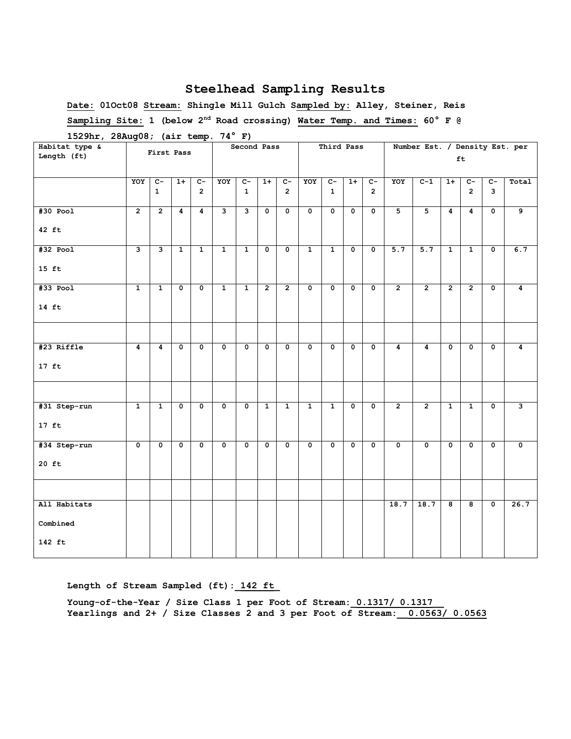# Steelhead Sampling Results

**Date:** 01Oct08 **Stream:** Shingle Mill Gulch **Sampled by:** Alley, Steiner, Reis

**Sampling Site:** 1 (below 2nd Road crossing) **Water Temp. and Times:** 60° F @ 1529hr, 28Aug08; (air temp. 74° F)

| Habitat type & Length (ft) | First Pass | | | | Second Pass | | | | Third Pass | | | | Number Est. / Density Est. per ft | | | | | |
|---|---|---|---|---|---|---|---|---|---|---|---|---|---|---|---|---|---|---|
| | YOY | C-1 | 1+ | C-2 | YOY | C-1 | 1+ | C-2 | YOY | C-1 | 1+ | C-2 | YOY | C-1 | 1+ | C-2 | C-3 | Total |
| #30 Pool 42 ft | 2 | 2 | 4 | 4 | 3 | 3 | 0 | 0 | 0 | 0 | 0 | 0 | 5 | 5 | 4 | 4 | 0 | 9 |
| #32 Pool 15 ft | 3 | 3 | 1 | 1 | 1 | 1 | 0 | 0 | 1 | 1 | 0 | 0 | 5.7 | 5.7 | 1 | 1 | 0 | 6.7 |
| #33 Pool 14 ft | 1 | 1 | 0 | 0 | 1 | 1 | 2 | 2 | 0 | 0 | 0 | 0 | 2 | 2 | 2 | 2 | 0 | 4 |
| | | | | | | | | | | | | | | | | | | |
| #23 Riffle 17 ft | 4 | 4 | 0 | 0 | 0 | 0 | 0 | 0 | 0 | 0 | 0 | 0 | 4 | 4 | 0 | 0 | 0 | 4 |
| | | | | | | | | | | | | | | | | | | |
| #31 Step-run 17 ft | 1 | 1 | 0 | 0 | 0 | 0 | 1 | 1 | 1 | 1 | 0 | 0 | 2 | 2 | 1 | 1 | 0 | 3 |
| #34 Step-run 20 ft | 0 | 0 | 0 | 0 | 0 | 0 | 0 | 0 | 0 | 0 | 0 | 0 | 0 | 0 | 0 | 0 | 0 | 0 |
| | | | | | | | | | | | | | | | | | | |
| All Habitats Combined 142 ft | | | | | | | | | | | | | 18.7 | 18.7 | 8 | 8 | 0 | 26.7 |

**Length of Stream Sampled (ft): 142 ft**

**Young-of-the-Year / Size Class 1 per Foot of Stream: 0.1317/ 0.1317**
**Yearlings and 2+ / Size Classes 2 and 3 per Foot of Stream: 0.0563/ 0.0563**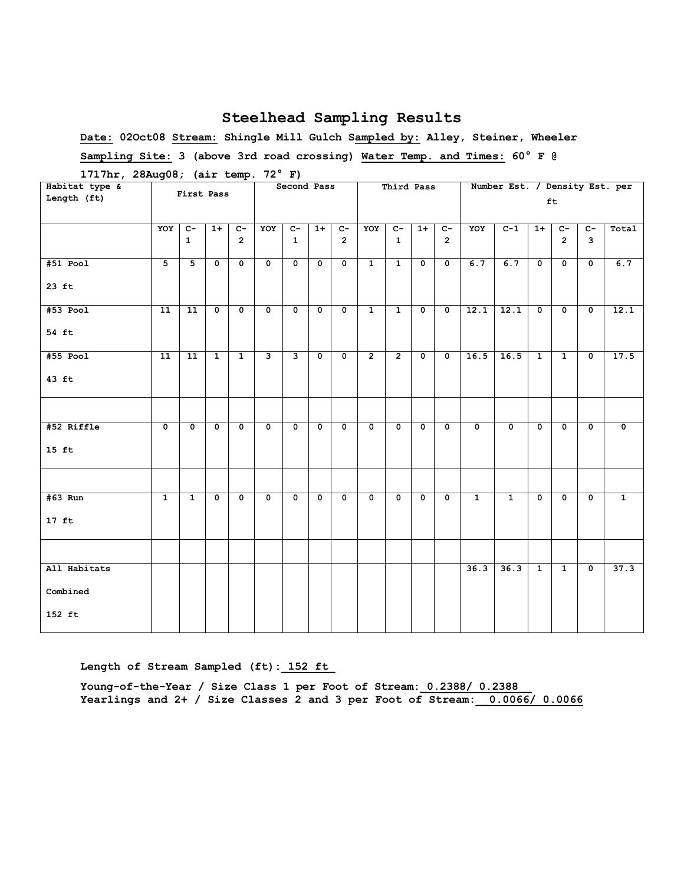# Steelhead Sampling Results

**Date:** 02Oct08 **Stream:** Shingle Mill Gulch **Sampled by:** Alley, Steiner, Wheeler

**Sampling Site:** 3 (above 3rd road crossing) **Water Temp. and Times:** 60° F @ 1717hr, 28Aug08; (air temp. 72° F)

| Habitat type & Length (ft) | First Pass | | | | Second Pass | | | | Third Pass | | | | Number Est. / Density Est. per ft | | | | | |
|---|---|---|---|---|---|---|---|---|---|---|---|---|---|---|---|---|---|---|
| | YOY | C-1 | 1+ | C-2 | YOY | C-1 | 1+ | C-2 | YOY | C-1 | 1+ | C-2 | YOY | C-1 | 1+ | C-2 | C-3 | Total |
| #51 Pool 23 ft | 5 | 5 | 0 | 0 | 0 | 0 | 0 | 0 | 1 | 1 | 0 | 0 | 6.7 | 6.7 | 0 | 0 | 0 | 6.7 |
| #53 Pool 54 ft | 11 | 11 | 0 | 0 | 0 | 0 | 0 | 0 | 1 | 1 | 0 | 0 | 12.1 | 12.1 | 0 | 0 | 0 | 12.1 |
| #55 Pool 43 ft | 11 | 11 | 1 | 1 | 3 | 3 | 0 | 0 | 2 | 2 | 0 | 0 | 16.5 | 16.5 | 1 | 1 | 0 | 17.5 |
| | | | | | | | | | | | | | | | | | | |
| #52 Riffle 15 ft | 0 | 0 | 0 | 0 | 0 | 0 | 0 | 0 | 0 | 0 | 0 | 0 | 0 | 0 | 0 | 0 | 0 | 0 |
| | | | | | | | | | | | | | | | | | | |
| #63 Run 17 ft | 1 | 1 | 0 | 0 | 0 | 0 | 0 | 0 | 0 | 0 | 0 | 0 | 1 | 1 | 0 | 0 | 0 | 1 |
| | | | | | | | | | | | | | | | | | | |
| All Habitats Combined 152 ft | | | | | | | | | | | | | 36.3 | 36.3 | 1 | 1 | 0 | 37.3 |

**Length of Stream Sampled (ft):** 152 ft

**Young-of-the-Year / Size Class 1 per Foot of Stream:** 0.2388/ 0.2388

**Yearlings and 2+ / Size Classes 2 and 3 per Foot of Stream:** 0.0066/ 0.0066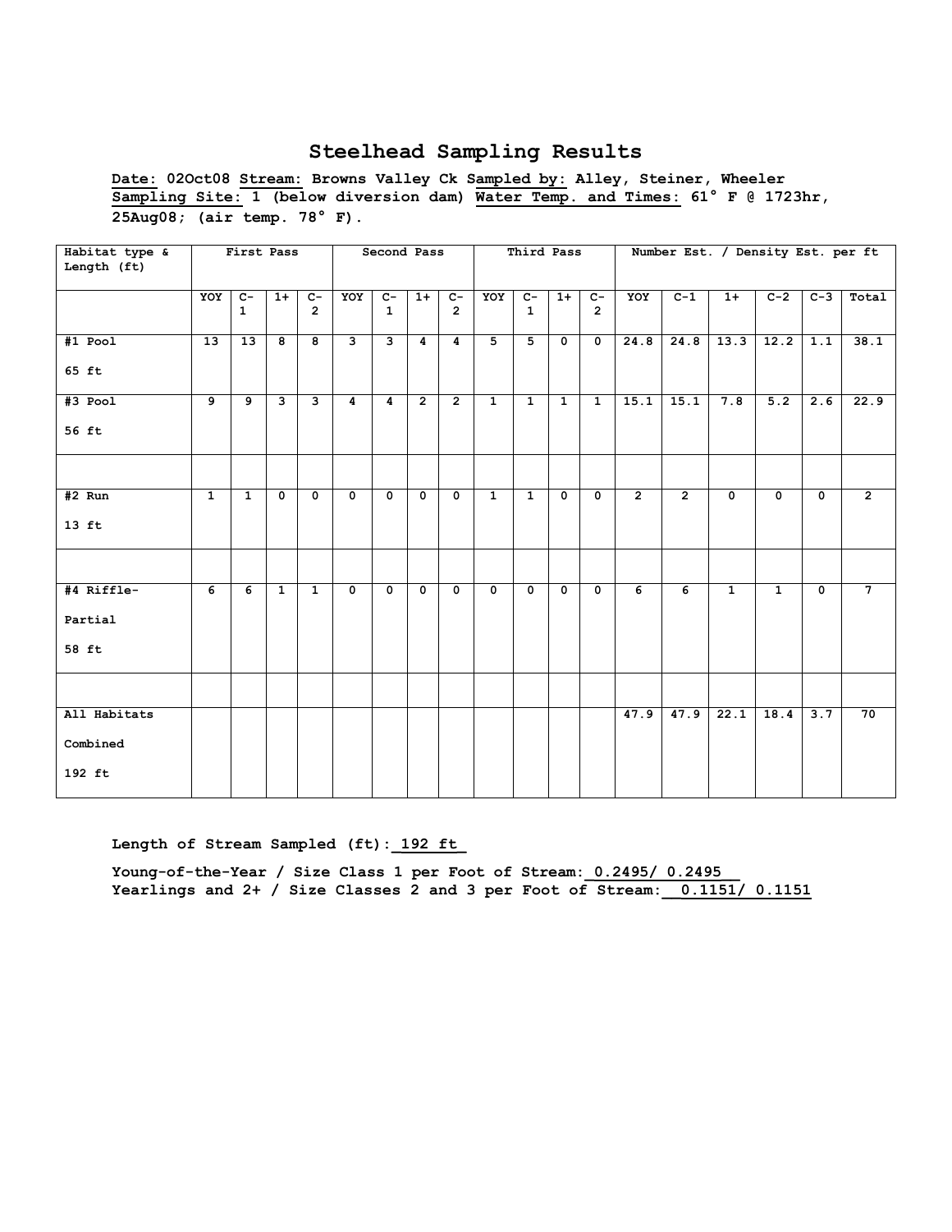## Steelhead Sampling Results

**Date:** 02Oct08 **Stream:** Browns Valley Ck **Sampled by:** Alley, Steiner, Wheeler
**Sampling Site:** 1 (below diversion dam) **Water Temp. and Times:** 61° F @ 1723hr, 25Aug08; (air temp. 78° F).

| Habitat type & Length (ft) | First Pass | | | | Second Pass | | | | Third Pass | | | | Number Est. / Density Est. per ft | | | | | |
|---|---|---|---|---|---|---|---|---|---|---|---|---|---|---|---|---|---|---|
| | YOY | C-1 | 1+ | C-2 | YOY | C-1 | 1+ | C-2 | YOY | C-1 | 1+ | C-2 | YOY | C-1 | 1+ | C-2 | C-3 | Total |
| #1 Pool 65 ft | 13 | 13 | 8 | 8 | 3 | 3 | 4 | 4 | 5 | 5 | 0 | 0 | 24.8 | 24.8 | 13.3 | 12.2 | 1.1 | 38.1 |
| #3 Pool 56 ft | 9 | 9 | 3 | 3 | 4 | 4 | 2 | 2 | 1 | 1 | 1 | 1 | 15.1 | 15.1 | 7.8 | 5.2 | 2.6 | 22.9 |
| | | | | | | | | | | | | | | | | | | |
| #2 Run 13 ft | 1 | 1 | 0 | 0 | 0 | 0 | 0 | 0 | 1 | 1 | 0 | 0 | 2 | 2 | 0 | 0 | 0 | 2 |
| | | | | | | | | | | | | | | | | | | |
| #4 Riffle-Partial 58 ft | 6 | 6 | 1 | 1 | 0 | 0 | 0 | 0 | 0 | 0 | 0 | 0 | 6 | 6 | 1 | 1 | 0 | 7 |
| | | | | | | | | | | | | | | | | | | |
| All Habitats Combined 192 ft | | | | | | | | | | | | | 47.9 | 47.9 | 22.1 | 18.4 | 3.7 | 70 |

**Length of Stream Sampled (ft):** 192 ft

**Young-of-the-Year / Size Class 1 per Foot of Stream:** 0.2495/ 0.2495
**Yearlings and 2+ / Size Classes 2 and 3 per Foot of Stream:** 0.1151/ 0.1151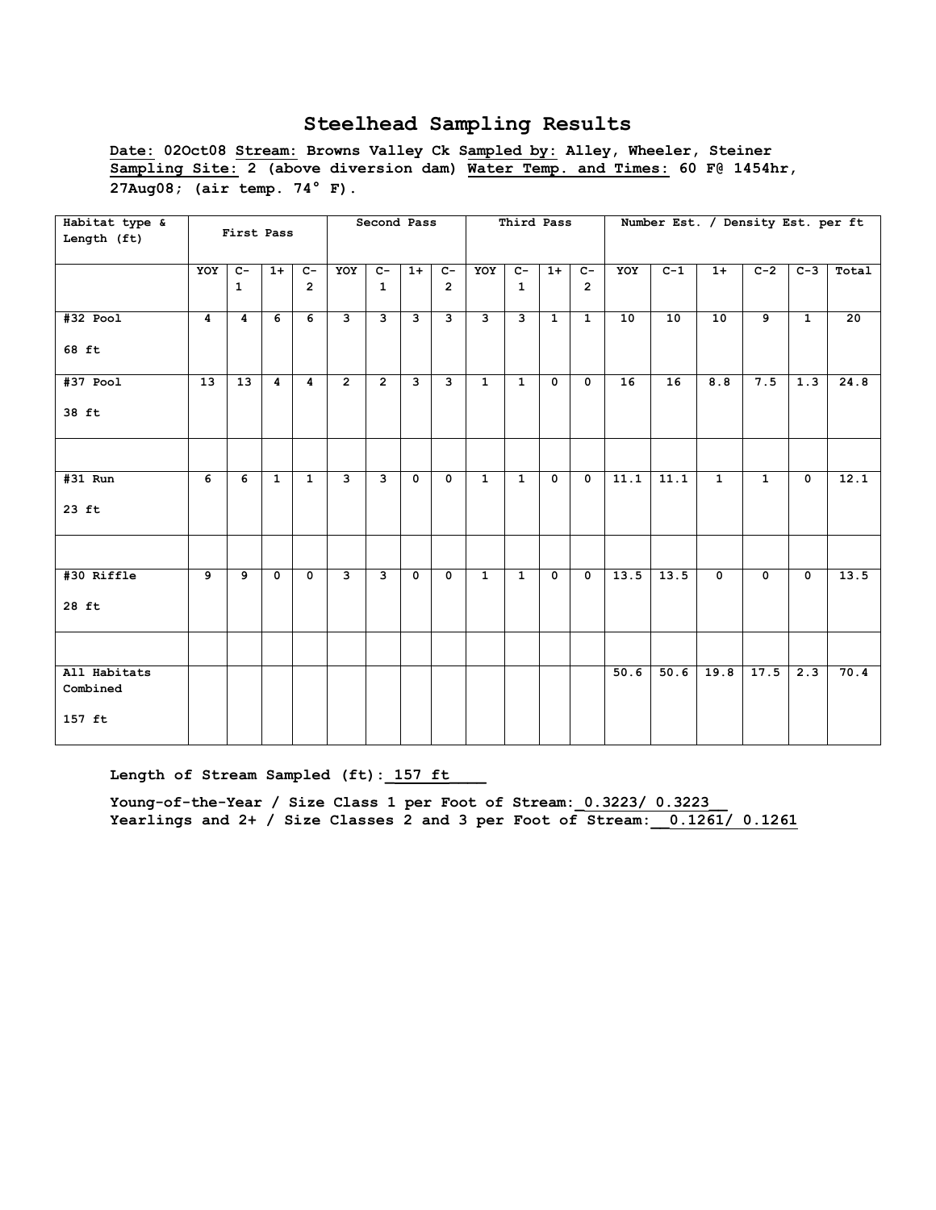# Steelhead Sampling Results

**Date:** 02Oct08 **Stream:** Browns Valley Ck **Sampled by:** Alley, Wheeler, Steiner
**Sampling Site:** 2 (above diversion dam) **Water Temp. and Times:** 60 F@ 1454hr, 27Aug08; (air temp. 74° F).

| Habitat type & Length (ft) | First Pass | | | | Second Pass | | | | Third Pass | | | | Number Est. / Density Est. per ft | | | | | |
|---|---|---|---|---|---|---|---|---|---|---|---|---|---|---|---|---|---|---|
| | YOY | C-1 | 1+ | C-2 | YOY | C-1 | 1+ | C-2 | YOY | C-1 | 1+ | C-2 | YOY | C-1 | 1+ | C-2 | C-3 | Total |
| #32 Pool 68 ft | 4 | 4 | 6 | 6 | 3 | 3 | 3 | 3 | 3 | 3 | 1 | 1 | 10 | 10 | 10 | 9 | 1 | 20 |
| #37 Pool 38 ft | 13 | 13 | 4 | 4 | 2 | 2 | 3 | 3 | 1 | 1 | 0 | 0 | 16 | 16 | 8.8 | 7.5 | 1.3 | 24.8 |
| | | | | | | | | | | | | | | | | | | |
| #31 Run 23 ft | 6 | 6 | 1 | 1 | 3 | 3 | 0 | 0 | 1 | 1 | 0 | 0 | 11.1 | 11.1 | 1 | 1 | 0 | 12.1 |
| | | | | | | | | | | | | | | | | | | |
| #30 Riffle 28 ft | 9 | 9 | 0 | 0 | 3 | 3 | 0 | 0 | 1 | 1 | 0 | 0 | 13.5 | 13.5 | 0 | 0 | 0 | 13.5 |
| | | | | | | | | | | | | | | | | | | |
| All Habitats Combined 157 ft | | | | | | | | | | | | | 50.6 | 50.6 | 19.8 | 17.5 | 2.3 | 70.4 |

**Length of Stream Sampled (ft):** 157 ft

**Young-of-the-Year / Size Class 1 per Foot of Stream:** 0.3223/ 0.3223
**Yearlings and 2+ / Size Classes 2 and 3 per Foot of Stream:** 0.1261/ 0.1261